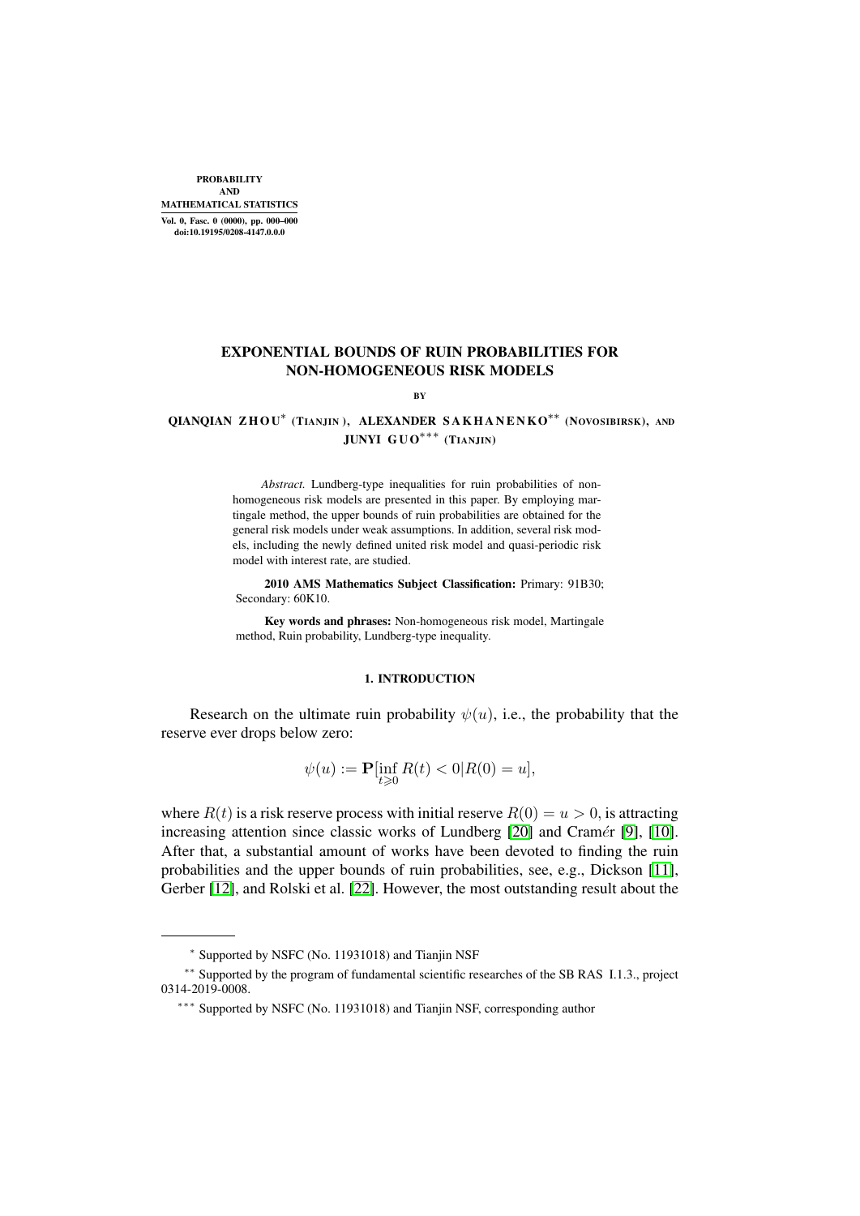# EXPONENTIAL BOUNDS OF RUIN PROBABILITIES FOR NON-HOMOGENEOUS RISK MODELS

BY

QIANQIAN ZHOU* (TIANJIN), ALEXANDER SAKHANENKO** (NOVOSIBIRSK), AND JUNYI GUO*** (TIANJIN)

*Abstract.* Lundberg-type inequalities for ruin probabilities of non-homogeneous risk models are presented in this paper. By employing martingale method, the upper bounds of ruin probabilities are obtained for the general risk models under weak assumptions. In addition, several risk models, including the newly defined united risk model and quasi-periodic risk model with interest rate, are studied.

**2010 AMS Mathematics Subject Classification:** Primary: 91B30; Secondary: 60K10.

**Key words and phrases:** Non-homogeneous risk model, Martingale method, Ruin probability, Lundberg-type inequality.

## 1. INTRODUCTION

Research on the ultimate ruin probability $\psi(u)$, i.e., the probability that the reserve ever drops below zero:

$$\psi(u) := \mathbf{P}[\inf_{t \geqslant 0} R(t) < 0 | R(0) = u],$$

where $R(t)$ is a risk reserve process with initial reserve $R(0) = u > 0$, is attracting increasing attention since classic works of Lundberg [20] and Cramér [9], [10]. After that, a substantial amount of works have been devoted to finding the ruin probabilities and the upper bounds of ruin probabilities, see, e.g., Dickson [11], Gerber [12], and Rolski et al. [22]. However, the most outstanding result about the

---

* Supported by NSFC (No. 11931018) and Tianjin NSF

** Supported by the program of fundamental scientific researches of the SB RAS I.1.3., project 0314-2019-0008.

*** Supported by NSFC (No. 11931018) and Tianjin NSF, corresponding author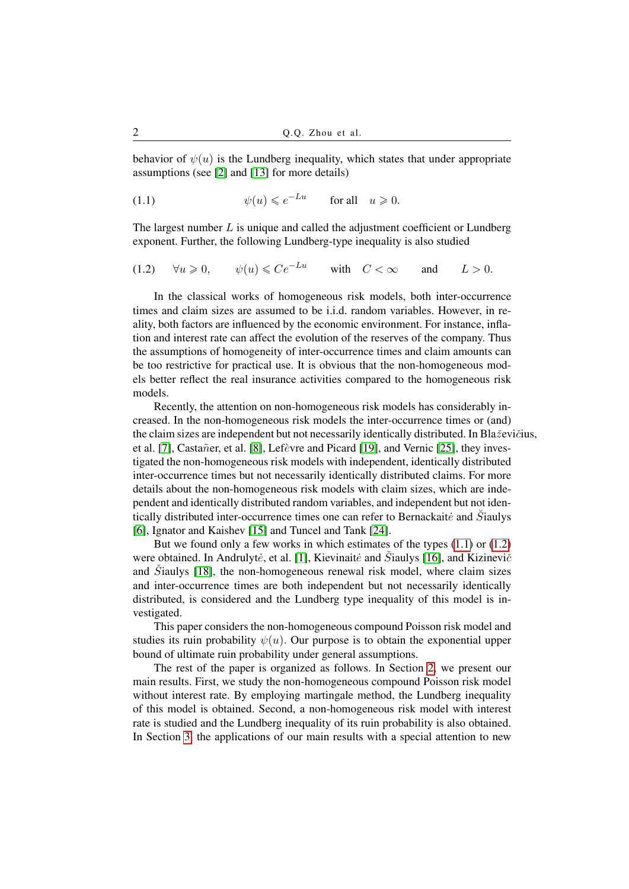behavior of $\psi(u)$ is the Lundberg inequality, which states that under appropriate assumptions (see [2] and [13] for more details)

$$\psi(u) \leqslant e^{-Lu} \qquad \text{for all} \quad u \geqslant 0. \tag{1.1}$$

The largest number $L$ is unique and called the adjustment coefficient or Lundberg exponent. Further, the following Lundberg-type inequality is also studied

$$\forall u \geqslant 0, \qquad \psi(u) \leqslant Ce^{-Lu} \qquad \text{with} \quad C < \infty \qquad \text{and} \qquad L > 0. \tag{1.2}$$

In the classical works of homogeneous risk models, both inter-occurrence times and claim sizes are assumed to be i.i.d. random variables. However, in reality, both factors are influenced by the economic environment. For instance, inflation and interest rate can affect the evolution of the reserves of the company. Thus the assumptions of homogeneity of inter-occurrence times and claim amounts can be too restrictive for practical use. It is obvious that the non-homogeneous models better reflect the real insurance activities compared to the homogeneous risk models.

Recently, the attention on non-homogeneous risk models has considerably increased. In the non-homogeneous risk models the inter-occurrence times or (and) the claim sizes are independent but not necessarily identically distributed. In Blaževičius, et al. [7], Castañer, et al. [8], Lefèvre and Picard [19], and Vernic [25], they investigated the non-homogeneous risk models with independent, identically distributed inter-occurrence times but not necessarily identically distributed claims. For more details about the non-homogeneous risk models with claim sizes, which are independent and identically distributed random variables, and independent but not identically distributed inter-occurrence times one can refer to Bernackaitė and Šiaulys [6], Ignator and Kaishev [15] and Tuncel and Tank [24].

But we found only a few works in which estimates of the types (1.1) or (1.2) were obtained. In Andrulytė, et al. [1], Kievinaitė and Šiaulys [16], and Kizinevič and Šiaulys [18], the non-homogeneous renewal risk model, where claim sizes and inter-occurrence times are both independent but not necessarily identically distributed, is considered and the Lundberg type inequality of this model is investigated.

This paper considers the non-homogeneous compound Poisson risk model and studies its ruin probability $\psi(u)$. Our purpose is to obtain the exponential upper bound of ultimate ruin probability under general assumptions.

The rest of the paper is organized as follows. In Section 2, we present our main results. First, we study the non-homogeneous compound Poisson risk model without interest rate. By employing martingale method, the Lundberg inequality of this model is obtained. Second, a non-homogeneous risk model with interest rate is studied and the Lundberg inequality of its ruin probability is also obtained. In Section 3, the applications of our main results with a special attention to new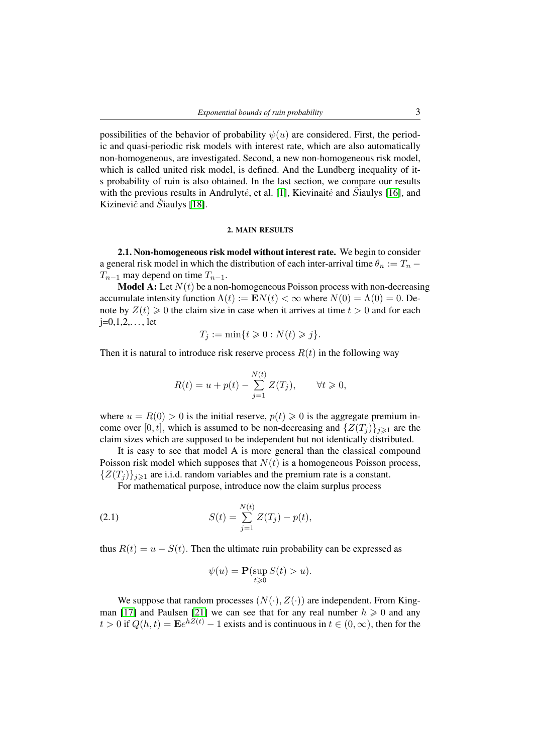possibilities of the behavior of probability $\psi(u)$ are considered. First, the periodic and quasi-periodic risk models with interest rate, which are also automatically non-homogeneous, are investigated. Second, a new non-homogeneous risk model, which is called united risk model, is defined. And the Lundberg inequality of its probability of ruin is also obtained. In the last section, we compare our results with the previous results in Andrulytė, et al. [1], Kievinaitė and Šiaulys [16], and Kizinevič and Šiaulys [18].

## 2. MAIN RESULTS

**2.1. Non-homogeneous risk model without interest rate.** We begin to consider a general risk model in which the distribution of each inter-arrival time $\theta_n := T_n - T_{n-1}$ may depend on time $T_{n-1}$.

**Model A:** Let $N(t)$ be a non-homogeneous Poisson process with non-decreasing accumulate intensity function $\Lambda(t) := \mathbf{E}N(t) < \infty$ where $N(0) = \Lambda(0) = 0$. Denote by $Z(t) \geqslant 0$ the claim size in case when it arrives at time $t > 0$ and for each j=0,1,2,..., let

$$T_j := \min\{t \geqslant 0 : N(t) \geqslant j\}.$$

Then it is natural to introduce risk reserve process $R(t)$ in the following way

$$R(t) = u + p(t) - \sum_{j=1}^{N(t)} Z(T_j), \qquad \forall t \geqslant 0,$$

where $u = R(0) > 0$ is the initial reserve, $p(t) \geqslant 0$ is the aggregate premium income over $[0, t]$, which is assumed to be non-decreasing and $\{Z(T_j)\}_{j \geqslant 1}$ are the claim sizes which are supposed to be independent but not identically distributed.

It is easy to see that model A is more general than the classical compound Poisson risk model which supposes that $N(t)$ is a homogeneous Poisson process, $\{Z(T_j)\}_{j \geqslant 1}$ are i.i.d. random variables and the premium rate is a constant.

For mathematical purpose, introduce now the claim surplus process

$$S(t) = \sum_{j=1}^{N(t)} Z(T_j) - p(t), \tag{2.1}$$

thus $R(t) = u - S(t)$. Then the ultimate ruin probability can be expressed as

$$\psi(u) = \mathbf{P}(\sup_{t \geqslant 0} S(t) > u).$$

We suppose that random processes $(N(\cdot), Z(\cdot))$ are independent. From Kingman [17] and Paulsen [21] we can see that for any real number $h \geqslant 0$ and any $t > 0$ if $Q(h, t) = \mathbf{E}e^{hZ(t)} - 1$ exists and is continuous in $t \in (0, \infty)$, then for the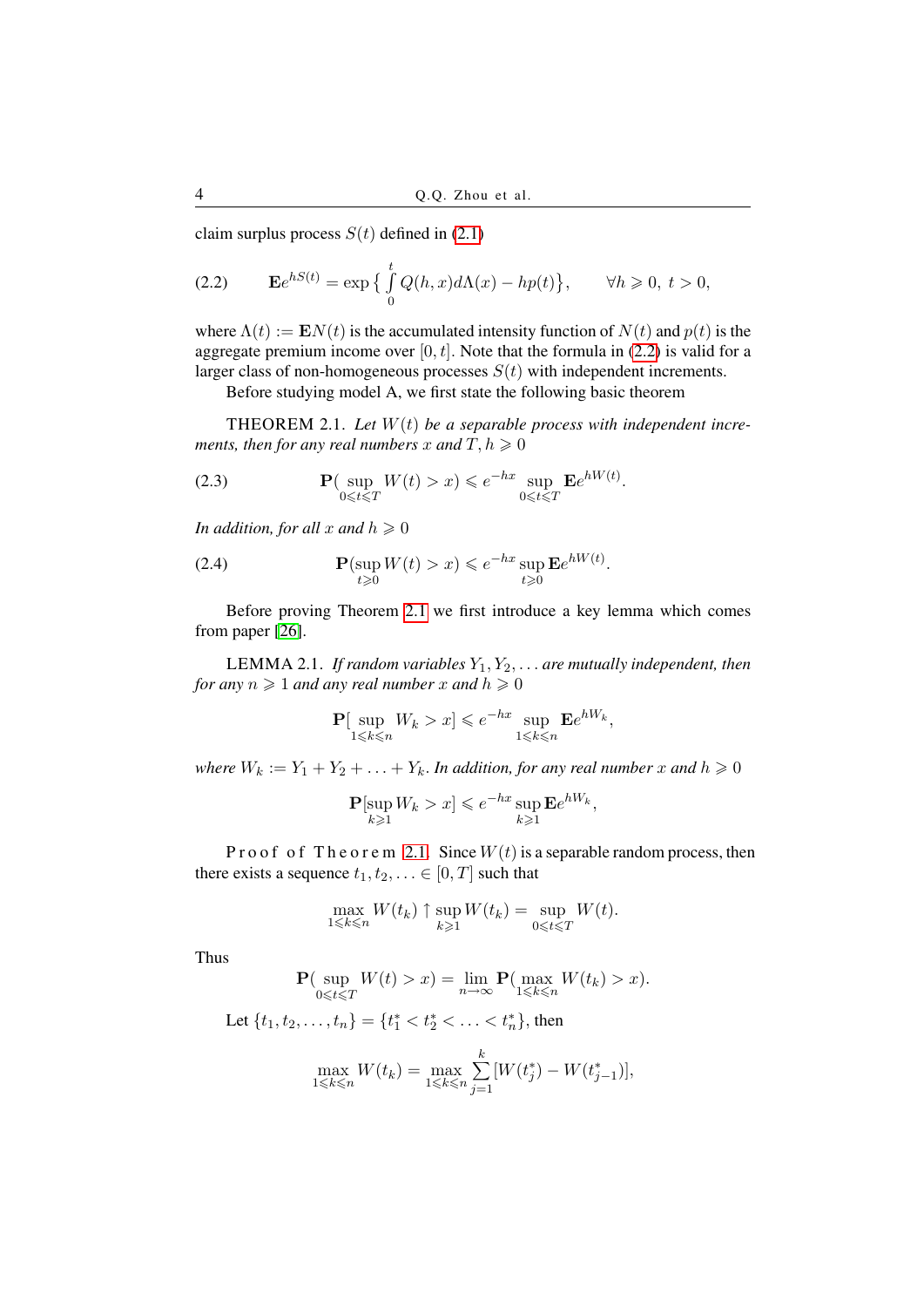claim surplus process $S(t)$ defined in (2.1)

$$
\mathbf{E}e^{hS(t)} = \exp\Big\{ \int_0^t Q(h,x)d\Lambda(x) - hp(t)\Big\}, \qquad \forall h \geqslant 0,\ t>0, \tag{2.2}
$$

where $\Lambda(t) := \mathbf{E}N(t)$ is the accumulated intensity function of $N(t)$ and $p(t)$ is the aggregate premium income over $[0,t]$. Note that the formula in (2.2) is valid for a larger class of non-homogeneous processes $S(t)$ with independent increments.

Before studying model A, we first state the following basic theorem

THEOREM 2.1. *Let $W(t)$ be a separable process with independent increments, then for any real numbers $x$ and $T, h \geqslant 0$*

$$
\mathbf{P}(\sup_{0\leqslant t\leqslant T} W(t) > x) \leqslant e^{-hx} \sup_{0\leqslant t\leqslant T} \mathbf{E}e^{hW(t)}. \tag{2.3}
$$

*In addition, for all $x$ and $h \geqslant 0$*

$$
\mathbf{P}(\sup_{t\geqslant 0} W(t) > x) \leqslant e^{-hx} \sup_{t\geqslant 0} \mathbf{E}e^{hW(t)}. \tag{2.4}
$$

Before proving Theorem 2.1 we first introduce a key lemma which comes from paper [26].

LEMMA 2.1. *If random variables $Y_1, Y_2, \ldots$ are mutually independent, then for any $n \geqslant 1$ and any real number $x$ and $h \geqslant 0$*

$$
\mathbf{P}[\sup_{1\leqslant k\leqslant n} W_k > x] \leqslant e^{-hx} \sup_{1\leqslant k\leqslant n} \mathbf{E}e^{hW_k},
$$

*where $W_k := Y_1 + Y_2 + \ldots + Y_k$. In addition, for any real number $x$ and $h \geqslant 0$*

$$
\mathbf{P}[\sup_{k\geqslant 1} W_k > x] \leqslant e^{-hx} \sup_{k\geqslant 1} \mathbf{E}e^{hW_k},
$$

Proof of Theorem 2.1. Since $W(t)$ is a separable random process, then there exists a sequence $t_1, t_2, \ldots \in [0,T]$ such that

$$
\max_{1\leqslant k\leqslant n} W(t_k) \uparrow \sup_{k\geqslant 1} W(t_k) = \sup_{0\leqslant t\leqslant T} W(t).
$$

Thus

$$
\mathbf{P}(\sup_{0\leqslant t\leqslant T} W(t) > x) = \lim_{n\to\infty} \mathbf{P}(\max_{1\leqslant k\leqslant n} W(t_k) > x).
$$

Let $\{t_1, t_2, \ldots, t_n\} = \{t_1^* < t_2^* < \ldots < t_n^*\}$, then

$$
\max_{1\leqslant k\leqslant n} W(t_k) = \max_{1\leqslant k\leqslant n} \sum_{j=1}^{k} [W(t_j^*) - W(t_{j-1}^*)],
$$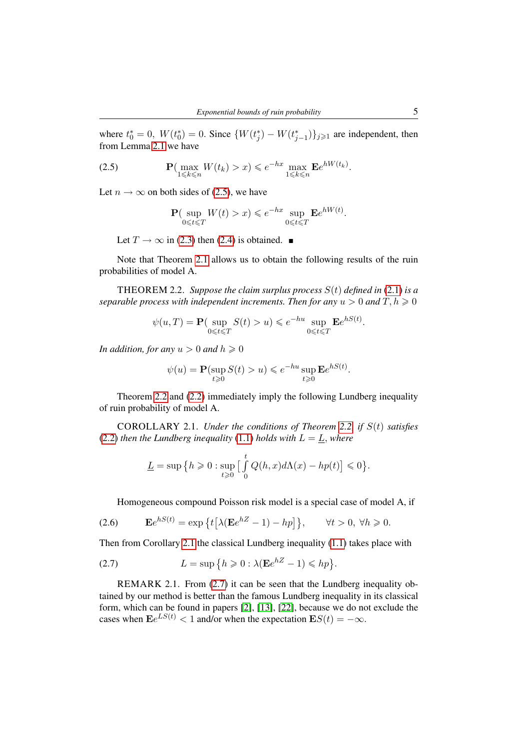where $t_0^* = 0$, $W(t_0^*) = 0$. Since $\{W(t_j^*) - W(t_{j-1}^*)\}_{j\geqslant 1}$ are independent, then from Lemma 2.1 we have

$$\mathbf{P}(\max_{1\leqslant k\leqslant n} W(t_k) > x) \leqslant e^{-hx} \max_{1\leqslant k\leqslant n} \mathbf{E}e^{hW(t_k)}. \tag{2.5}$$

Let $n \to \infty$ on both sides of (2.5), we have

$$\mathbf{P}(\sup_{0\leqslant t\leqslant T} W(t) > x) \leqslant e^{-hx} \sup_{0\leqslant t\leqslant T} \mathbf{E}e^{hW(t)}.$$

Let $T \to \infty$ in (2.3) then (2.4) is obtained. ∎

Note that Theorem 2.1 allows us to obtain the following results of the ruin probabilities of model A.

THEOREM 2.2. *Suppose the claim surplus process $S(t)$ defined in (2.1) is a separable process with independent increments. Then for any $u > 0$ and $T, h \geqslant 0$*

$$\psi(u, T) = \mathbf{P}(\sup_{0\leqslant t\leqslant T} S(t) > u) \leqslant e^{-hu} \sup_{0\leqslant t\leqslant T} \mathbf{E}e^{hS(t)}.$$

*In addition, for any $u > 0$ and $h \geqslant 0$*

$$\psi(u) = \mathbf{P}(\sup_{t\geqslant 0} S(t) > u) \leqslant e^{-hu} \sup_{t\geqslant 0} \mathbf{E}e^{hS(t)}.$$

Theorem 2.2 and (2.2) immediately imply the following Lundberg inequality of ruin probability of model A.

COROLLARY 2.1. *Under the conditions of Theorem 2.2, if $S(t)$ satisfies (2.2) then the Lundberg inequality (1.1) holds with $L = \underline{L}$, where*

$$\underline{L} = \sup\Big\{h \geqslant 0 : \sup_{t\geqslant 0}\Big[\int_0^t Q(h,x)d\Lambda(x) - hp(t)\Big] \leqslant 0\Big\}.$$

Homogeneous compound Poisson risk model is a special case of model A, if

$$\mathbf{E}e^{hS(t)} = \exp\big\{t\big[\lambda(\mathbf{E}e^{hZ} - 1) - hp\big]\big\}, \qquad \forall t > 0,\ \forall h \geqslant 0. \tag{2.6}$$

Then from Corollary 2.1 the classical Lundberg inequality (1.1) takes place with

$$L = \sup\big\{h \geqslant 0 : \lambda(\mathbf{E}e^{hZ} - 1) \leqslant hp\big\}. \tag{2.7}$$

REMARK 2.1. From (2.7) it can be seen that the Lundberg inequality obtained by our method is better than the famous Lundberg inequality in its classical form, which can be found in papers [2], [13], [22], because we do not exclude the cases when $\mathbf{E}e^{LS(t)} < 1$ and/or when the expectation $\mathbf{E}S(t) = -\infty$.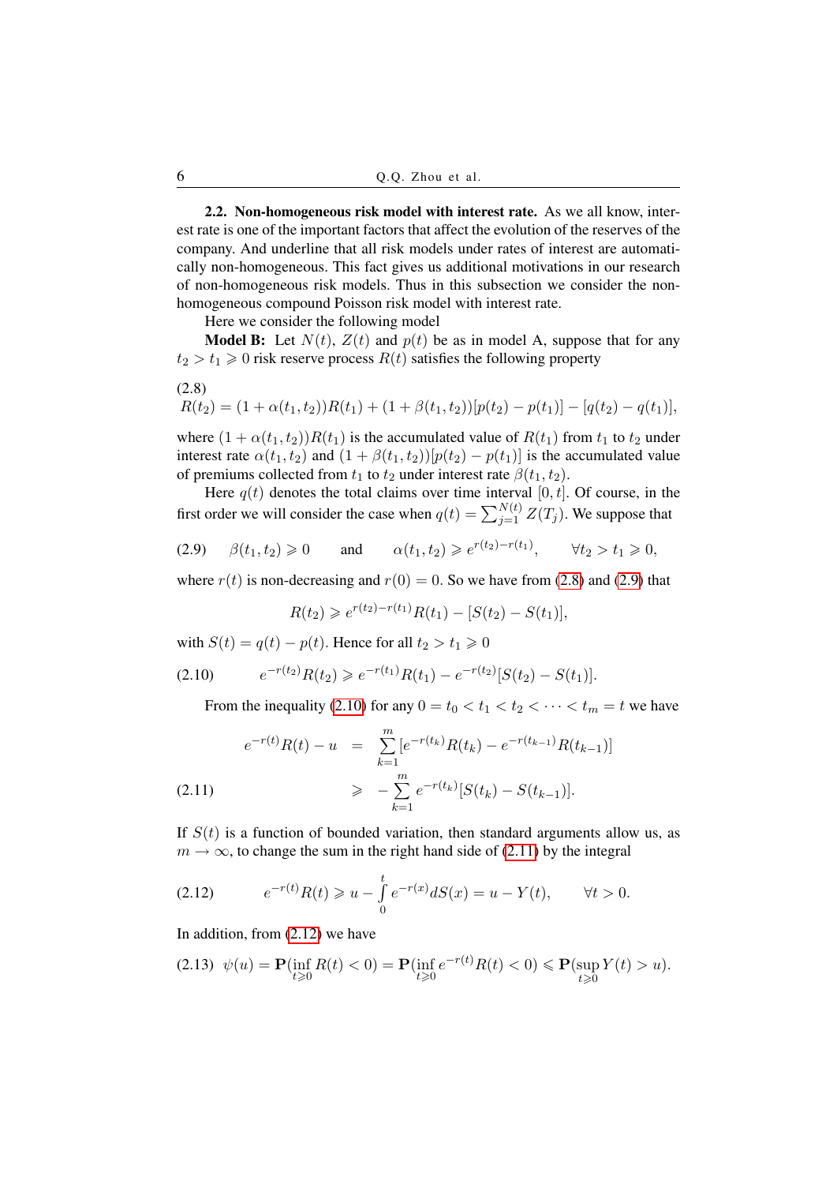**2.2. Non-homogeneous risk model with interest rate.** As we all know, interest rate is one of the important factors that affect the evolution of the reserves of the company. And underline that all risk models under rates of interest are automatically non-homogeneous. This fact gives us additional motivations in our research of non-homogeneous risk models. Thus in this subsection we consider the non-homogeneous compound Poisson risk model with interest rate.

Here we consider the following model

**Model B:** Let $N(t)$, $Z(t)$ and $p(t)$ be as in model A, suppose that for any $t_2 > t_1 \geqslant 0$ risk reserve process $R(t)$ satisfies the following property

$$
R(t_2) = (1+\alpha(t_1,t_2))R(t_1) + (1+\beta(t_1,t_2))[p(t_2)-p(t_1)] - [q(t_2)-q(t_1)], \tag{2.8}
$$

where $(1+\alpha(t_1,t_2))R(t_1)$ is the accumulated value of $R(t_1)$ from $t_1$ to $t_2$ under interest rate $\alpha(t_1,t_2)$ and $(1+\beta(t_1,t_2))[p(t_2)-p(t_1)]$ is the accumulated value of premiums collected from $t_1$ to $t_2$ under interest rate $\beta(t_1,t_2)$.

Here $q(t)$ denotes the total claims over time interval $[0,t]$. Of course, in the first order we will consider the case when $q(t) = \sum_{j=1}^{N(t)} Z(T_j)$. We suppose that

$$
\beta(t_1,t_2) \geqslant 0 \quad \text{and} \quad \alpha(t_1,t_2) \geqslant e^{r(t_2)-r(t_1)}, \qquad \forall t_2 > t_1 \geqslant 0, \tag{2.9}
$$

where $r(t)$ is non-decreasing and $r(0) = 0$. So we have from (2.8) and (2.9) that

$$
R(t_2) \geqslant e^{r(t_2)-r(t_1)}R(t_1) - [S(t_2)-S(t_1)],
$$

with $S(t) = q(t) - p(t)$. Hence for all $t_2 > t_1 \geqslant 0$

$$
e^{-r(t_2)}R(t_2) \geqslant e^{-r(t_1)}R(t_1) - e^{-r(t_2)}[S(t_2)-S(t_1)]. \tag{2.10}
$$

From the inequality (2.10) for any $0 = t_0 < t_1 < t_2 < \cdots < t_m = t$ we have

$$
\begin{aligned}
e^{-r(t)}R(t) - u &= \sum_{k=1}^{m}[e^{-r(t_k)}R(t_k) - e^{-r(t_{k-1})}R(t_{k-1})] \\
&\geqslant -\sum_{k=1}^{m} e^{-r(t_k)}[S(t_k)-S(t_{k-1})].
\end{aligned} \tag{2.11}
$$

If $S(t)$ is a function of bounded variation, then standard arguments allow us, as $m \to \infty$, to change the sum in the right hand side of (2.11) by the integral

$$
e^{-r(t)}R(t) \geqslant u - \int_0^t e^{-r(x)}dS(x) = u - Y(t), \qquad \forall t > 0. \tag{2.12}
$$

In addition, from (2.12) we have

$$
\psi(u) = \mathbf{P}(\inf_{t\geqslant 0} R(t) < 0) = \mathbf{P}(\inf_{t\geqslant 0} e^{-r(t)}R(t) < 0) \leqslant \mathbf{P}(\sup_{t\geqslant 0} Y(t) > u). \tag{2.13}
$$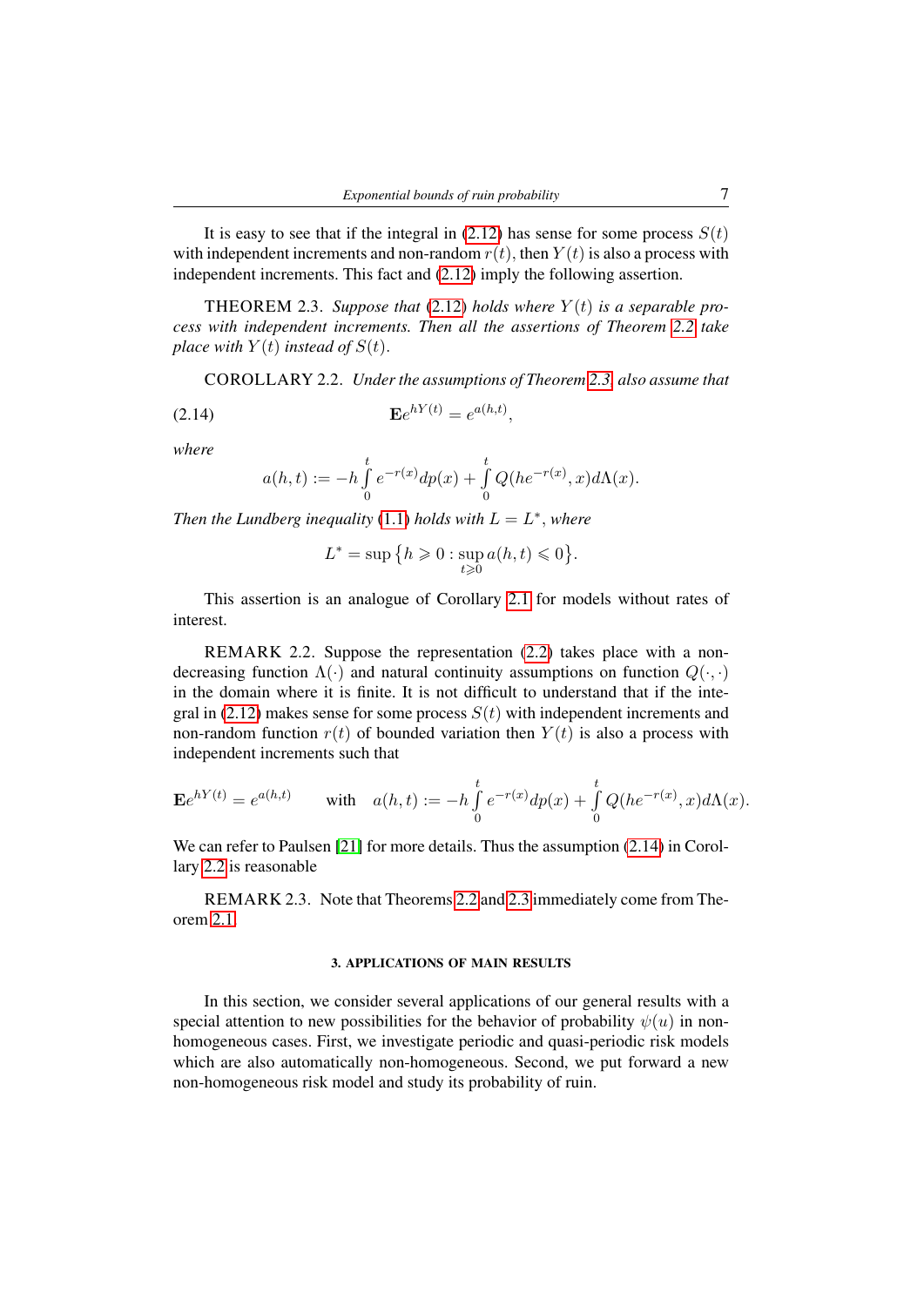It is easy to see that if the integral in (2.12) has sense for some process $S(t)$ with independent increments and non-random $r(t)$, then $Y(t)$ is also a process with independent increments. This fact and (2.12) imply the following assertion.

THEOREM 2.3. *Suppose that* (2.12) *holds where* $Y(t)$ *is a separable process with independent increments. Then all the assertions of Theorem* 2.2 *take place with* $Y(t)$ *instead of* $S(t)$.

COROLLARY 2.2. *Under the assumptions of Theorem* 2.3 *also assume that*

$$\mathbf{E}e^{hY(t)} = e^{a(h,t)}, \tag{2.14}$$

*where*

$$a(h,t) := -h\int_0^t e^{-r(x)}dp(x) + \int_0^t Q(he^{-r(x)}, x)d\Lambda(x).$$

*Then the Lundberg inequality* (1.1) *holds with* $L = L^*$, *where*

$$L^* = \sup\big\{h \geqslant 0 : \sup_{t\geqslant 0} a(h,t) \leqslant 0\big\}.$$

This assertion is an analogue of Corollary 2.1 for models without rates of interest.

REMARK 2.2. Suppose the representation (2.2) takes place with a non-decreasing function $\Lambda(\cdot)$ and natural continuity assumptions on function $Q(\cdot,\cdot)$ in the domain where it is finite. It is not difficult to understand that if the integral in (2.12) makes sense for some process $S(t)$ with independent increments and non-random function $r(t)$ of bounded variation then $Y(t)$ is also a process with independent increments such that

$$\mathbf{E}e^{hY(t)} = e^{a(h,t)} \qquad \text{with} \quad a(h,t) := -h\int_0^t e^{-r(x)}dp(x) + \int_0^t Q(he^{-r(x)}, x)d\Lambda(x).$$

We can refer to Paulsen [21] for more details. Thus the assumption (2.14) in Corollary 2.2 is reasonable

REMARK 2.3. Note that Theorems 2.2 and 2.3 immediately come from Theorem 2.1.

## 3. APPLICATIONS OF MAIN RESULTS

In this section, we consider several applications of our general results with a special attention to new possibilities for the behavior of probability $\psi(u)$ in non-homogeneous cases. First, we investigate periodic and quasi-periodic risk models which are also automatically non-homogeneous. Second, we put forward a new non-homogeneous risk model and study its probability of ruin.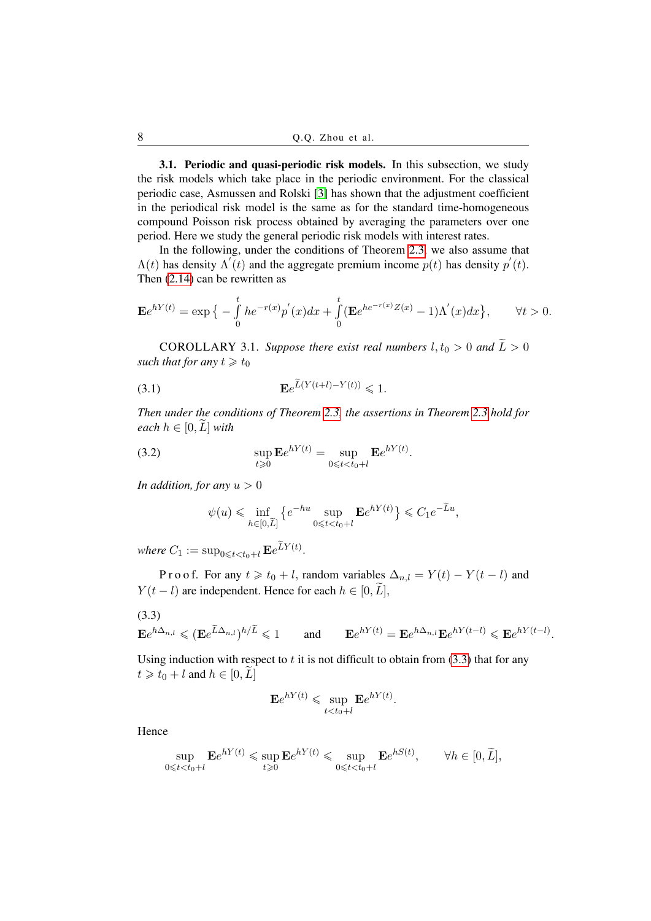**3.1. Periodic and quasi-periodic risk models.** In this subsection, we study the risk models which take place in the periodic environment. For the classical periodic case, Asmussen and Rolski [3] has shown that the adjustment coefficient in the periodical risk model is the same as for the standard time-homogeneous compound Poisson risk process obtained by averaging the parameters over one period. Here we study the general periodic risk models with interest rates.

In the following, under the conditions of Theorem 2.3, we also assume that $\Lambda(t)$ has density $\Lambda^{'}(t)$ and the aggregate premium income $p(t)$ has density $p^{'}(t)$. Then (2.14) can be rewritten as

$$\mathbf{E}e^{hY(t)} = \exp\big\{ -\int_0^t he^{-r(x)}p^{'}(x)dx + \int_0^t (\mathbf{E}e^{he^{-r(x)}Z(x)} - 1)\Lambda^{'}(x)dx\big\}, \qquad \forall t > 0.$$

COROLLARY 3.1. *Suppose there exist real numbers $l, t_0 > 0$ and $\widetilde{L} > 0$ such that for any $t \geqslant t_0$*

$$\mathbf{E}e^{\widetilde{L}(Y(t+l)-Y(t))} \leqslant 1. \tag{3.1}$$

*Then under the conditions of Theorem 2.3, the assertions in Theorem 2.3 hold for each $h \in [0, \widetilde{L}]$ with*

$$\sup_{t\geqslant 0} \mathbf{E}e^{hY(t)} = \sup_{0\leqslant t<t_0+l} \mathbf{E}e^{hY(t)}. \tag{3.2}$$

*In addition, for any $u > 0$*

$$\psi(u) \leqslant \inf_{h\in[0,\widetilde{L}]} \big\{e^{-hu} \sup_{0\leqslant t<t_0+l} \mathbf{E}e^{hY(t)}\big\} \leqslant C_1 e^{-\widetilde{L}u},$$

*where $C_1 := \sup_{0\leqslant t<t_0+l} \mathbf{E}e^{\widetilde{L}Y(t)}$.*

Proof. For any $t \geqslant t_0 + l$, random variables $\Delta_{n,l} = Y(t) - Y(t-l)$ and $Y(t-l)$ are independent. Hence for each $h \in [0, \widetilde{L}]$,

$$\mathbf{E}e^{h\Delta_{n,l}} \leqslant (\mathbf{E}e^{\widetilde{L}\Delta_{n,l}})^{h/\widetilde{L}} \leqslant 1 \qquad \text{and} \qquad \mathbf{E}e^{hY(t)} = \mathbf{E}e^{h\Delta_{n,l}}\mathbf{E}e^{hY(t-l)} \leqslant \mathbf{E}e^{hY(t-l)}. \tag{3.3}$$

Using induction with respect to $t$ it is not difficult to obtain from (3.3) that for any $t \geqslant t_0 + l$ and $h \in [0, \widetilde{L}]$

$$\mathbf{E}e^{hY(t)} \leqslant \sup_{t<t_0+l} \mathbf{E}e^{hY(t)}.$$

Hence

$$\sup_{0\leqslant t<t_0+l} \mathbf{E}e^{hY(t)} \leqslant \sup_{t\geqslant 0} \mathbf{E}e^{hY(t)} \leqslant \sup_{0\leqslant t<t_0+l} \mathbf{E}e^{hS(t)}, \qquad \forall h \in [0, \widetilde{L}],$$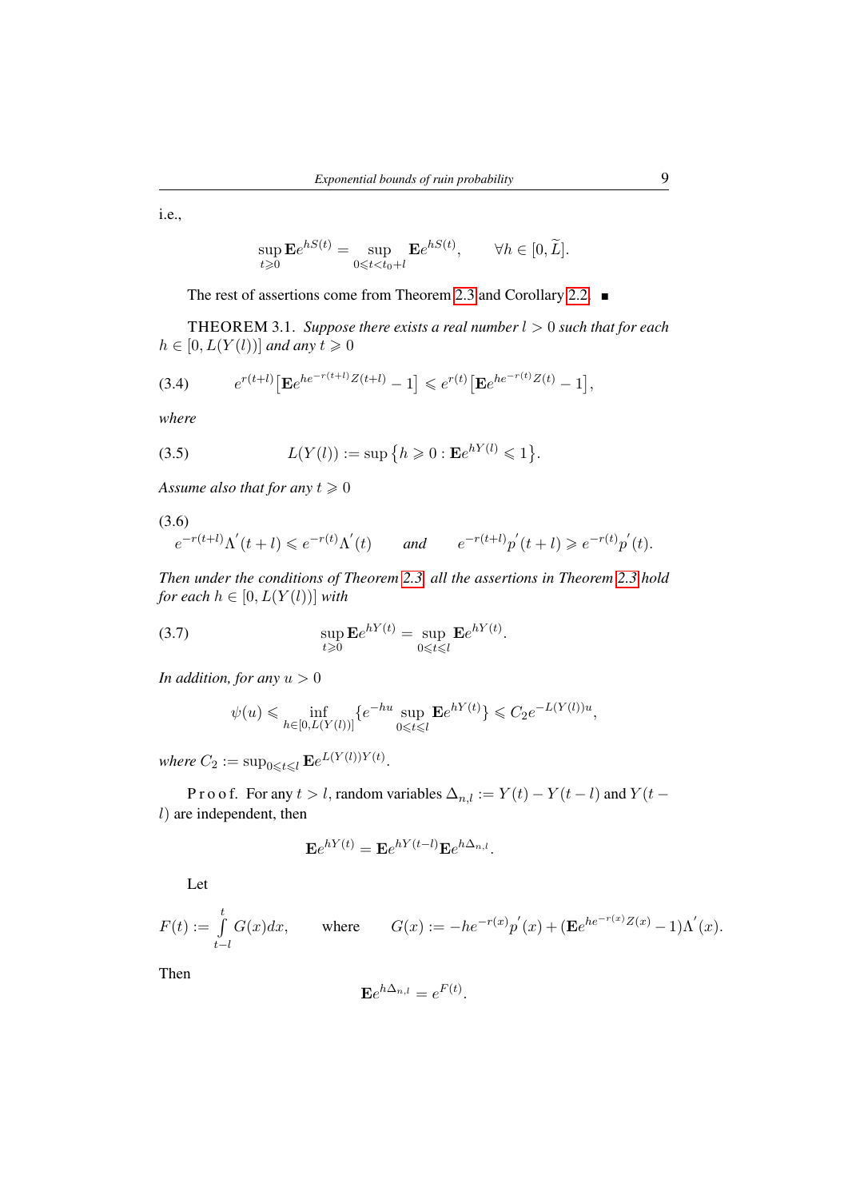i.e.,

$$\sup_{t\geqslant 0}\mathbf{E}e^{hS(t)} = \sup_{0\leqslant t<t_0+l}\mathbf{E}e^{hS(t)}, \qquad \forall h\in[0,\widetilde{L}].$$

The rest of assertions come from Theorem 2.3 and Corollary 2.2. ■

THEOREM 3.1. *Suppose there exists a real number $l>0$ such that for each $h\in[0,L(Y(l))]$ and any $t\geqslant 0$*

$$e^{r(t+l)}\big[\mathbf{E}e^{he^{-r(t+l)}Z(t+l)}-1\big]\leqslant e^{r(t)}\big[\mathbf{E}e^{he^{-r(t)}Z(t)}-1\big], \tag{3.4}$$

*where*

$$L(Y(l)) := \sup\big\{h\geqslant 0 : \mathbf{E}e^{hY(l)}\leqslant 1\big\}. \tag{3.5}$$

*Assume also that for any $t\geqslant 0$*

$$e^{-r(t+l)}\Lambda^{'}(t+l)\leqslant e^{-r(t)}\Lambda^{'}(t) \qquad \textit{and} \qquad e^{-r(t+l)}p^{'}(t+l)\geqslant e^{-r(t)}p^{'}(t). \tag{3.6}$$

*Then under the conditions of Theorem 2.3 all the assertions in Theorem 2.3 hold for each $h\in[0,L(Y(l))]$ with*

$$\sup_{t\geqslant 0}\mathbf{E}e^{hY(t)} = \sup_{0\leqslant t\leqslant l}\mathbf{E}e^{hY(t)}. \tag{3.7}$$

*In addition, for any $u>0$*

$$\psi(u)\leqslant \inf_{h\in[0,L(Y(l))]}\{e^{-hu}\sup_{0\leqslant t\leqslant l}\mathbf{E}e^{hY(t)}\}\leqslant C_2e^{-L(Y(l))u},$$

*where $C_2 := \sup_{0\leqslant t\leqslant l}\mathbf{E}e^{L(Y(l))Y(t)}$.*

P r o o f. For any $t>l$, random variables $\Delta_{n,l} := Y(t)-Y(t-l)$ and $Y(t-l)$ are independent, then

$$\mathbf{E}e^{hY(t)} = \mathbf{E}e^{hY(t-l)}\mathbf{E}e^{h\Delta_{n,l}}.$$

Let

$$F(t) := \int_{t-l}^{t}G(x)dx, \qquad \text{where} \qquad G(x) := -he^{-r(x)}p^{'}(x)+(\mathbf{E}e^{he^{-r(x)}Z(x)}-1)\Lambda^{'}(x).$$

Then

$$\mathbf{E}e^{h\Delta_{n,l}} = e^{F(t)}.$$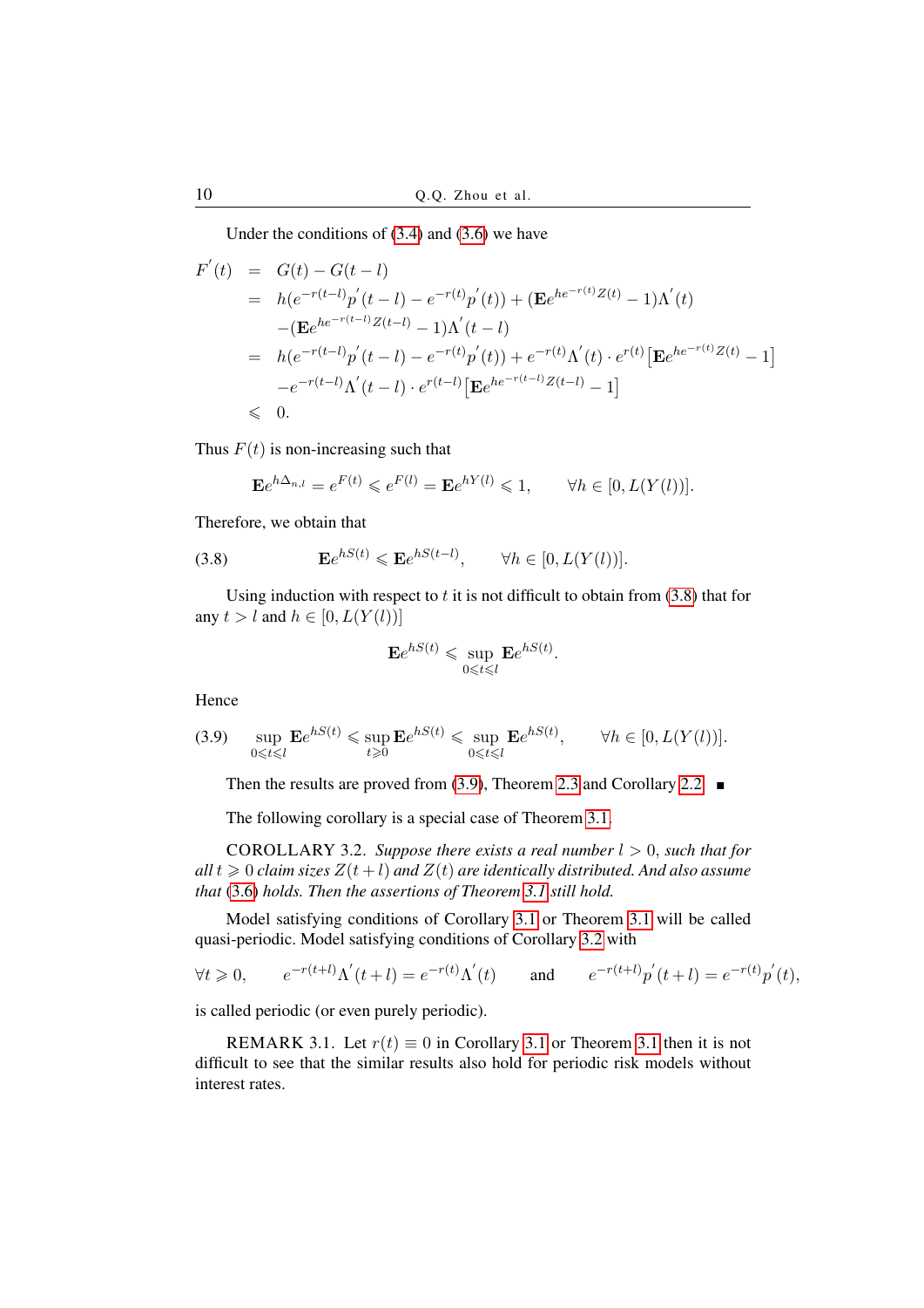Under the conditions of (3.4) and (3.6) we have

$$
\begin{aligned}
F^{'}(t) &= G(t) - G(t-l) \\
&= h(e^{-r(t-l)}p^{'}(t-l) - e^{-r(t)}p^{'}(t)) + (\mathbf{E}e^{he^{-r(t)}Z(t)} - 1)\Lambda^{'}(t) \\
&\quad -(\mathbf{E}e^{he^{-r(t-l)}Z(t-l)} - 1)\Lambda^{'}(t-l) \\
&= h(e^{-r(t-l)}p^{'}(t-l) - e^{-r(t)}p^{'}(t)) + e^{-r(t)}\Lambda^{'}(t) \cdot e^{r(t)}\left[\mathbf{E}e^{he^{-r(t)}Z(t)} - 1\right] \\
&\quad -e^{-r(t-l)}\Lambda^{'}(t-l) \cdot e^{r(t-l)}\left[\mathbf{E}e^{he^{-r(t-l)}Z(t-l)} - 1\right] \\
&\leqslant 0.
\end{aligned}
$$

Thus $F(t)$ is non-increasing such that

$$
\mathbf{E}e^{h\Delta_{n,l}} = e^{F(t)} \leqslant e^{F(l)} = \mathbf{E}e^{hY(l)} \leqslant 1, \qquad \forall h \in [0, L(Y(l))].
$$

Therefore, we obtain that

$$
\mathbf{E}e^{hS(t)} \leqslant \mathbf{E}e^{hS(t-l)}, \qquad \forall h \in [0, L(Y(l))]. \tag{3.8}
$$

Using induction with respect to $t$ it is not difficult to obtain from (3.8) that for any $t > l$ and $h \in [0, L(Y(l))]$

$$
\mathbf{E}e^{hS(t)} \leqslant \sup_{0 \leqslant t \leqslant l} \mathbf{E}e^{hS(t)}.
$$

Hence

$$
\sup_{0 \leqslant t \leqslant l} \mathbf{E}e^{hS(t)} \leqslant \sup_{t \geqslant 0} \mathbf{E}e^{hS(t)} \leqslant \sup_{0 \leqslant t \leqslant l} \mathbf{E}e^{hS(t)}, \qquad \forall h \in [0, L(Y(l))]. \tag{3.9}
$$

Then the results are proved from (3.9), Theorem 2.3 and Corollary 2.2. ■

The following corollary is a special case of Theorem 3.1.

COROLLARY 3.2. *Suppose there exists a real number $l > 0$, such that for all $t \geqslant 0$ claim sizes $Z(t+l)$ and $Z(t)$ are identically distributed. And also assume that (3.6) holds. Then the assertions of Theorem 3.1 still hold.*

Model satisfying conditions of Corollary 3.1 or Theorem 3.1 will be called quasi-periodic. Model satisfying conditions of Corollary 3.2 with

$$
\forall t \geqslant 0, \qquad e^{-r(t+l)}\Lambda^{'}(t+l) = e^{-r(t)}\Lambda^{'}(t) \qquad \text{and} \qquad e^{-r(t+l)}p^{'}(t+l) = e^{-r(t)}p^{'}(t),
$$

is called periodic (or even purely periodic).

REMARK 3.1. Let $r(t) \equiv 0$ in Corollary 3.1 or Theorem 3.1 then it is not difficult to see that the similar results also hold for periodic risk models without interest rates.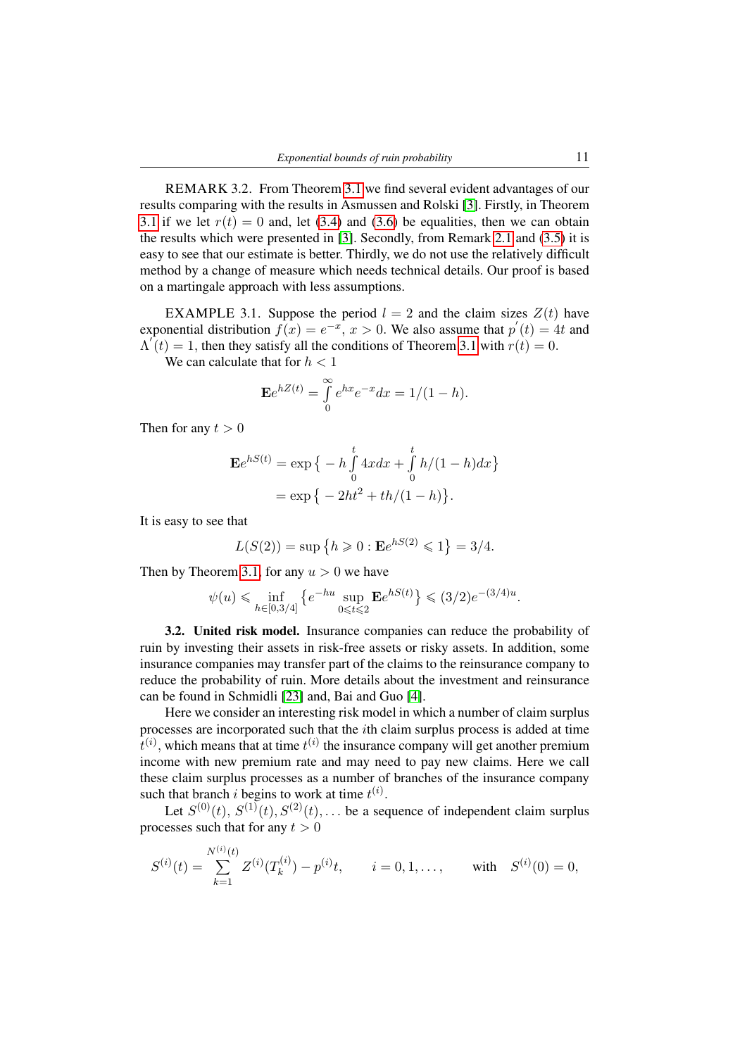REMARK 3.2. From Theorem 3.1 we find several evident advantages of our results comparing with the results in Asmussen and Rolski [3]. Firstly, in Theorem 3.1 if we let $r(t) = 0$ and, let (3.4) and (3.6) be equalities, then we can obtain the results which were presented in [3]. Secondly, from Remark 2.1 and (3.5) it is easy to see that our estimate is better. Thirdly, we do not use the relatively difficult method by a change of measure which needs technical details. Our proof is based on a martingale approach with less assumptions.

EXAMPLE 3.1. Suppose the period $l = 2$ and the claim sizes $Z(t)$ have exponential distribution $f(x) = e^{-x}$, $x > 0$. We also assume that $p^{'}(t) = 4t$ and $\Lambda^{'}(t) = 1$, then they satisfy all the conditions of Theorem 3.1 with $r(t) = 0$.

We can calculate that for $h < 1$

$$\mathbf{E}e^{hZ(t)} = \int_0^\infty e^{hx}e^{-x}dx = 1/(1-h).$$

Then for any $t > 0$

$$\begin{aligned}\mathbf{E}e^{hS(t)} &= \exp\Big\{-h\int_0^t 4xdx + \int_0^t h/(1-h)dx\Big\} \\ &= \exp\big\{-2ht^2 + th/(1-h)\big\}.\end{aligned}$$

It is easy to see that

$$L(S(2)) = \sup\big\{h \geqslant 0 : \mathbf{E}e^{hS(2)} \leqslant 1\big\} = 3/4.$$

Then by Theorem 3.1, for any $u > 0$ we have

$$\psi(u) \leqslant \inf_{h\in[0,3/4]}\big\{e^{-hu}\sup_{0\leqslant t\leqslant 2}\mathbf{E}e^{hS(t)}\big\} \leqslant (3/2)e^{-(3/4)u}.$$

**3.2. United risk model.** Insurance companies can reduce the probability of ruin by investing their assets in risk-free assets or risky assets. In addition, some insurance companies may transfer part of the claims to the reinsurance company to reduce the probability of ruin. More details about the investment and reinsurance can be found in Schmidli [23] and, Bai and Guo [4].

Here we consider an interesting risk model in which a number of claim surplus processes are incorporated such that the $i$th claim surplus process is added at time $t^{(i)}$, which means that at time $t^{(i)}$ the insurance company will get another premium income with new premium rate and may need to pay new claims. Here we call these claim surplus processes as a number of branches of the insurance company such that branch $i$ begins to work at time $t^{(i)}$.

Let $S^{(0)}(t)$, $S^{(1)}(t), S^{(2)}(t), \ldots$ be a sequence of independent claim surplus processes such that for any $t > 0$

$$S^{(i)}(t) = \sum_{k=1}^{N^{(i)}(t)} Z^{(i)}(T_k^{(i)}) - p^{(i)}t, \qquad i = 0, 1, \ldots, \qquad \text{with} \quad S^{(i)}(0) = 0,$$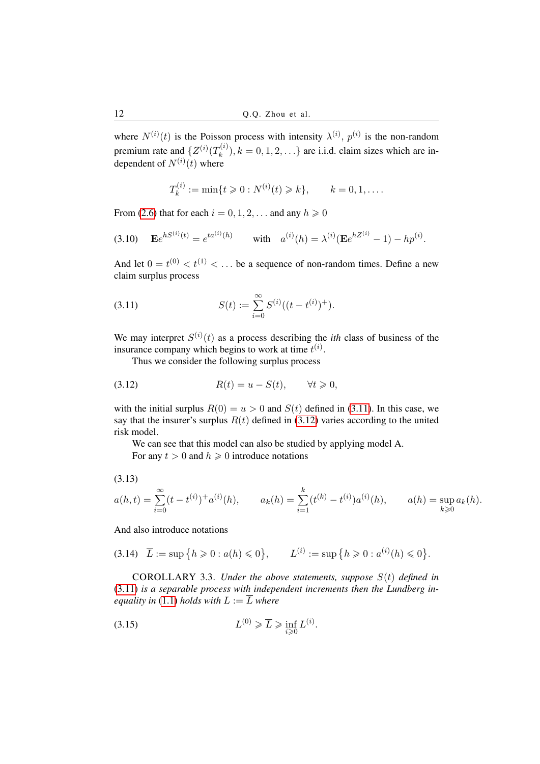where $N^{(i)}(t)$ is the Poisson process with intensity $\lambda^{(i)}$, $p^{(i)}$ is the non-random premium rate and $\{Z^{(i)}(T_k^{(i)}), k = 0, 1, 2, \ldots\}$ are i.i.d. claim sizes which are independent of $N^{(i)}(t)$ where

$$T_k^{(i)} := \min\{t \geqslant 0 : N^{(i)}(t) \geqslant k\}, \qquad k = 0, 1, \ldots.$$

From (2.6) that for each $i = 0, 1, 2, \ldots$ and any $h \geqslant 0$

$$\mathbf{E}e^{hS^{(i)}(t)} = e^{ta^{(i)}(h)} \qquad \text{with} \quad a^{(i)}(h) = \lambda^{(i)}(\mathbf{E}e^{hZ^{(i)}} - 1) - hp^{(i)}. \tag{3.10}$$

And let $0 = t^{(0)} < t^{(1)} < \ldots$ be a sequence of non-random times. Define a new claim surplus process

$$S(t) := \sum_{i=0}^{\infty} S^{(i)}((t - t^{(i)})^+). \tag{3.11}$$

We may interpret $S^{(i)}(t)$ as a process describing the *ith* class of business of the insurance company which begins to work at time $t^{(i)}$.

Thus we consider the following surplus process

$$R(t) = u - S(t), \qquad \forall t \geqslant 0, \tag{3.12}$$

with the initial surplus $R(0) = u > 0$ and $S(t)$ defined in (3.11). In this case, we say that the insurer's surplus $R(t)$ defined in (3.12) varies according to the united risk model.

We can see that this model can also be studied by applying model A.

For any $t > 0$ and $h \geqslant 0$ introduce notations

$$a(h,t) = \sum_{i=0}^{\infty}(t - t^{(i)})^+ a^{(i)}(h), \qquad a_k(h) = \sum_{i=1}^{k}(t^{(k)} - t^{(i)})a^{(i)}(h), \qquad a(h) = \sup_{k \geqslant 0} a_k(h). \tag{3.13}$$

And also introduce notations

$$\overline{L} := \sup\{h \geqslant 0 : a(h) \leqslant 0\}, \qquad L^{(i)} := \sup\{h \geqslant 0 : a^{(i)}(h) \leqslant 0\}. \tag{3.14}$$

COROLLARY 3.3. *Under the above statements, suppose $S(t)$ defined in (3.11) is a separable process with independent increments then the Lundberg inequality in (1.1) holds with $L := \overline{L}$ where*

$$L^{(0)} \geqslant \overline{L} \geqslant \inf_{i \geqslant 0} L^{(i)}. \tag{3.15}$$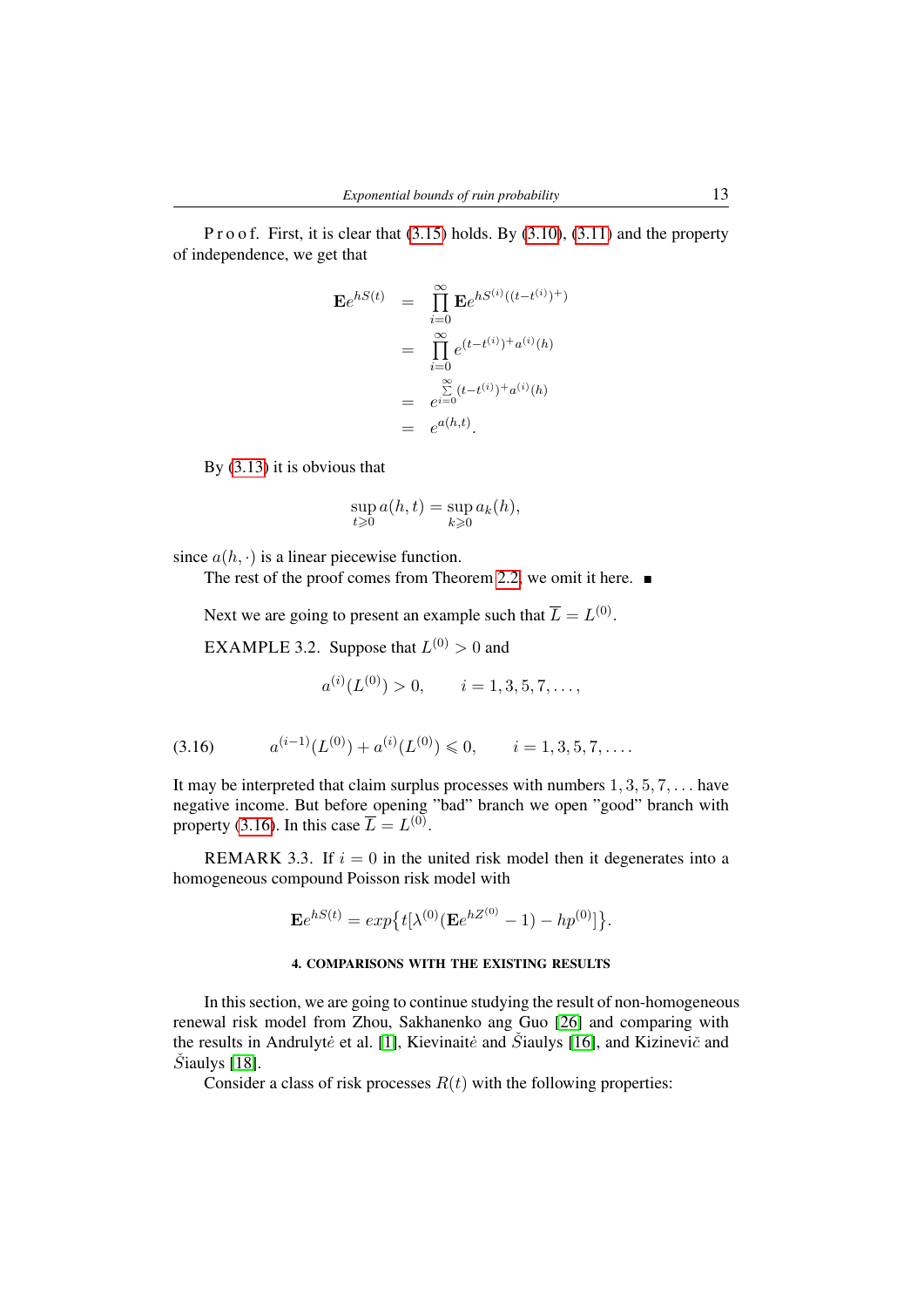P r o o f. First, it is clear that (3.15) holds. By (3.10), (3.11) and the property of independence, we get that

$$
\begin{aligned}
\mathbf{E}e^{hS(t)} &= \prod_{i=0}^{\infty} \mathbf{E}e^{hS^{(i)}((t-t^{(i)})^+)} \\
&= \prod_{i=0}^{\infty} e^{(t-t^{(i)})^+ a^{(i)}(h)} \\
&= e^{\sum_{i=0}^{\infty}(t-t^{(i)})^+ a^{(i)}(h)} \\
&= e^{a(h,t)}.
\end{aligned}
$$

By (3.13) it is obvious that

$$
\sup_{t \geqslant 0} a(h,t) = \sup_{k \geqslant 0} a_k(h),
$$

since $a(h, \cdot)$ is a linear piecewise function.

The rest of the proof comes from Theorem 2.2, we omit it here. ■

Next we are going to present an example such that $\overline{L} = L^{(0)}$.

EXAMPLE 3.2. Suppose that $L^{(0)} > 0$ and

$$
a^{(i)}(L^{(0)}) > 0, \qquad i = 1, 3, 5, 7, \ldots,
$$

$$
a^{(i-1)}(L^{(0)}) + a^{(i)}(L^{(0)}) \leqslant 0, \qquad i = 1, 3, 5, 7, \ldots. \tag{3.16}
$$

It may be interpreted that claim surplus processes with numbers $1, 3, 5, 7, \ldots$ have negative income. But before opening "bad" branch we open "good" branch with property (3.16). In this case $\overline{L} = L^{(0)}$.

REMARK 3.3. If $i = 0$ in the united risk model then it degenerates into a homogeneous compound Poisson risk model with

$$
\mathbf{E}e^{hS(t)} = exp\{t[\lambda^{(0)}(\mathbf{E}e^{hZ^{(0)}} - 1) - hp^{(0)}]\}.
$$

## 4. COMPARISONS WITH THE EXISTING RESULTS

In this section, we are going to continue studying the result of non-homogeneous renewal risk model from Zhou, Sakhanenko ang Guo [26] and comparing with the results in Andrulytė et al. [1], Kievinaitė and Šiaulys [16], and Kizinevič and Šiaulys [18].

Consider a class of risk processes $R(t)$ with the following properties: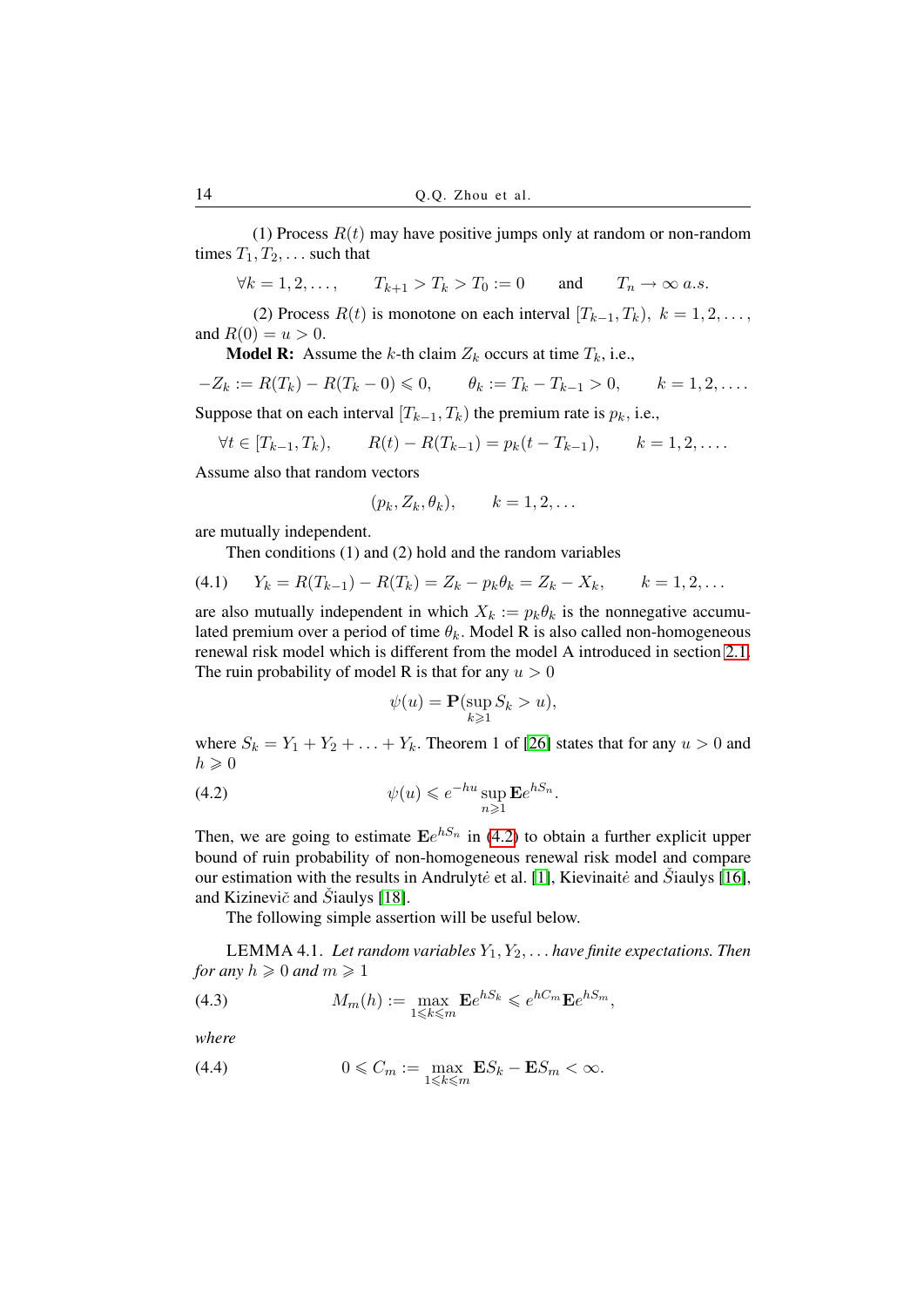(1) Process $R(t)$ may have positive jumps only at random or non-random times $T_1, T_2, \ldots$ such that

$$\forall k = 1, 2, \ldots, \qquad T_{k+1} > T_k > T_0 := 0 \qquad \text{and} \qquad T_n \to \infty \ a.s.$$

(2) Process $R(t)$ is monotone on each interval $[T_{k-1}, T_k),\ k = 1, 2, \ldots,$ and $R(0) = u > 0$.

**Model R:** Assume the $k$-th claim $Z_k$ occurs at time $T_k$, i.e.,

$$-Z_k := R(T_k) - R(T_k - 0) \leqslant 0, \qquad \theta_k := T_k - T_{k-1} > 0, \qquad k = 1, 2, \ldots.$$

Suppose that on each interval $[T_{k-1}, T_k)$ the premium rate is $p_k$, i.e.,

$$\forall t \in [T_{k-1}, T_k), \qquad R(t) - R(T_{k-1}) = p_k(t - T_{k-1}), \qquad k = 1, 2, \ldots.$$

Assume also that random vectors

$$(p_k, Z_k, \theta_k), \qquad k = 1, 2, \ldots$$

are mutually independent.

Then conditions (1) and (2) hold and the random variables

$$Y_k = R(T_{k-1}) - R(T_k) = Z_k - p_k\theta_k = Z_k - X_k, \qquad k = 1, 2, \ldots \tag{4.1}$$

are also mutually independent in which $X_k := p_k\theta_k$ is the nonnegative accumulated premium over a period of time $\theta_k$. Model R is also called non-homogeneous renewal risk model which is different from the model A introduced in section 2.1. The ruin probability of model R is that for any $u > 0$

$$\psi(u) = \mathbf{P}(\sup_{k \geqslant 1} S_k > u),$$

where $S_k = Y_1 + Y_2 + \ldots + Y_k$. Theorem 1 of [26] states that for any $u > 0$ and $h \geqslant 0$

$$\psi(u) \leqslant e^{-hu} \sup_{n \geqslant 1} \mathbf{E} e^{hS_n}. \tag{4.2}$$

Then, we are going to estimate $\mathbf{E}e^{hS_n}$ in (4.2) to obtain a further explicit upper bound of ruin probability of non-homogeneous renewal risk model and compare our estimation with the results in Andrulytė et al. [1], Kievinaitė and Šiaulys [16], and Kizinevič and Šiaulys [18].

The following simple assertion will be useful below.

LEMMA 4.1. *Let random variables $Y_1, Y_2, \ldots$ have finite expectations. Then for any $h \geqslant 0$ and $m \geqslant 1$*

$$M_m(h) := \max_{1 \leqslant k \leqslant m} \mathbf{E} e^{hS_k} \leqslant e^{hC_m} \mathbf{E} e^{hS_m}, \tag{4.3}$$

*where*

$$0 \leqslant C_m := \max_{1 \leqslant k \leqslant m} \mathbf{E}S_k - \mathbf{E}S_m < \infty. \tag{4.4}$$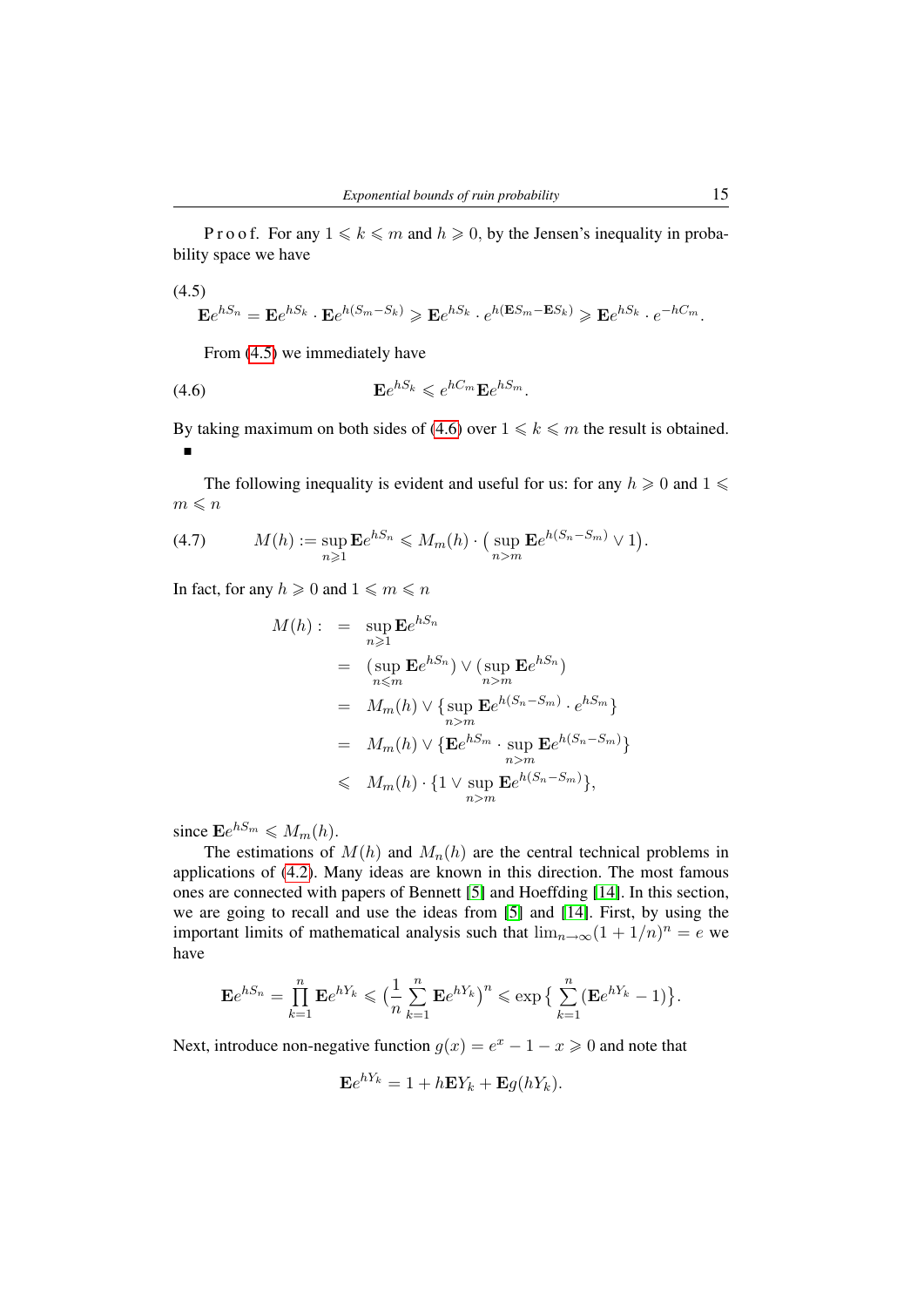P r o o f. For any $1 \leqslant k \leqslant m$ and $h \geqslant 0$, by the Jensen's inequality in probability space we have

$$
\mathbf{E}e^{hS_n} = \mathbf{E}e^{hS_k} \cdot \mathbf{E}e^{h(S_m - S_k)} \geqslant \mathbf{E}e^{hS_k} \cdot e^{h(\mathbf{E}S_m - \mathbf{E}S_k)} \geqslant \mathbf{E}e^{hS_k} \cdot e^{-hC_m}. \tag{4.5}
$$

From (4.5) we immediately have

$$
\mathbf{E}e^{hS_k} \leqslant e^{hC_m}\mathbf{E}e^{hS_m}. \tag{4.6}
$$

By taking maximum on both sides of (4.6) over $1 \leqslant k \leqslant m$ the result is obtained. ∎

The following inequality is evident and useful for us: for any $h \geqslant 0$ and $1 \leqslant m \leqslant n$

$$
M(h) := \sup_{n \geqslant 1} \mathbf{E}e^{hS_n} \leqslant M_m(h) \cdot \big( \sup_{n>m} \mathbf{E}e^{h(S_n - S_m)} \vee 1 \big). \tag{4.7}
$$

In fact, for any $h \geqslant 0$ and $1 \leqslant m \leqslant n$

$$
\begin{aligned}
M(h) : &= \sup_{n \geqslant 1} \mathbf{E}e^{hS_n} \\
&= \big(\sup_{n \leqslant m} \mathbf{E}e^{hS_n}\big) \vee \big(\sup_{n>m} \mathbf{E}e^{hS_n}\big) \\
&= M_m(h) \vee \big\{ \sup_{n>m} \mathbf{E}e^{h(S_n - S_m)} \cdot e^{hS_m} \big\} \\
&= M_m(h) \vee \big\{ \mathbf{E}e^{hS_m} \cdot \sup_{n>m} \mathbf{E}e^{h(S_n - S_m)} \big\} \\
&\leqslant M_m(h) \cdot \big\{ 1 \vee \sup_{n>m} \mathbf{E}e^{h(S_n - S_m)} \big\},
\end{aligned}
$$

since $\mathbf{E}e^{hS_m} \leqslant M_m(h)$.

The estimations of $M(h)$ and $M_n(h)$ are the central technical problems in applications of (4.2). Many ideas are known in this direction. The most famous ones are connected with papers of Bennett [5] and Hoeffding [14]. In this section, we are going to recall and use the ideas from [5] and [14]. First, by using the important limits of mathematical analysis such that $\lim_{n \to \infty}(1 + 1/n)^n = e$ we have

$$
\mathbf{E}e^{hS_n} = \prod_{k=1}^{n} \mathbf{E}e^{hY_k} \leqslant \big(\frac{1}{n}\sum_{k=1}^{n} \mathbf{E}e^{hY_k}\big)^n \leqslant \exp\big\{\sum_{k=1}^{n}(\mathbf{E}e^{hY_k} - 1)\big\}.
$$

Next, introduce non-negative function $g(x) = e^x - 1 - x \geqslant 0$ and note that

$$
\mathbf{E}e^{hY_k} = 1 + h\mathbf{E}Y_k + \mathbf{E}g(hY_k).
$$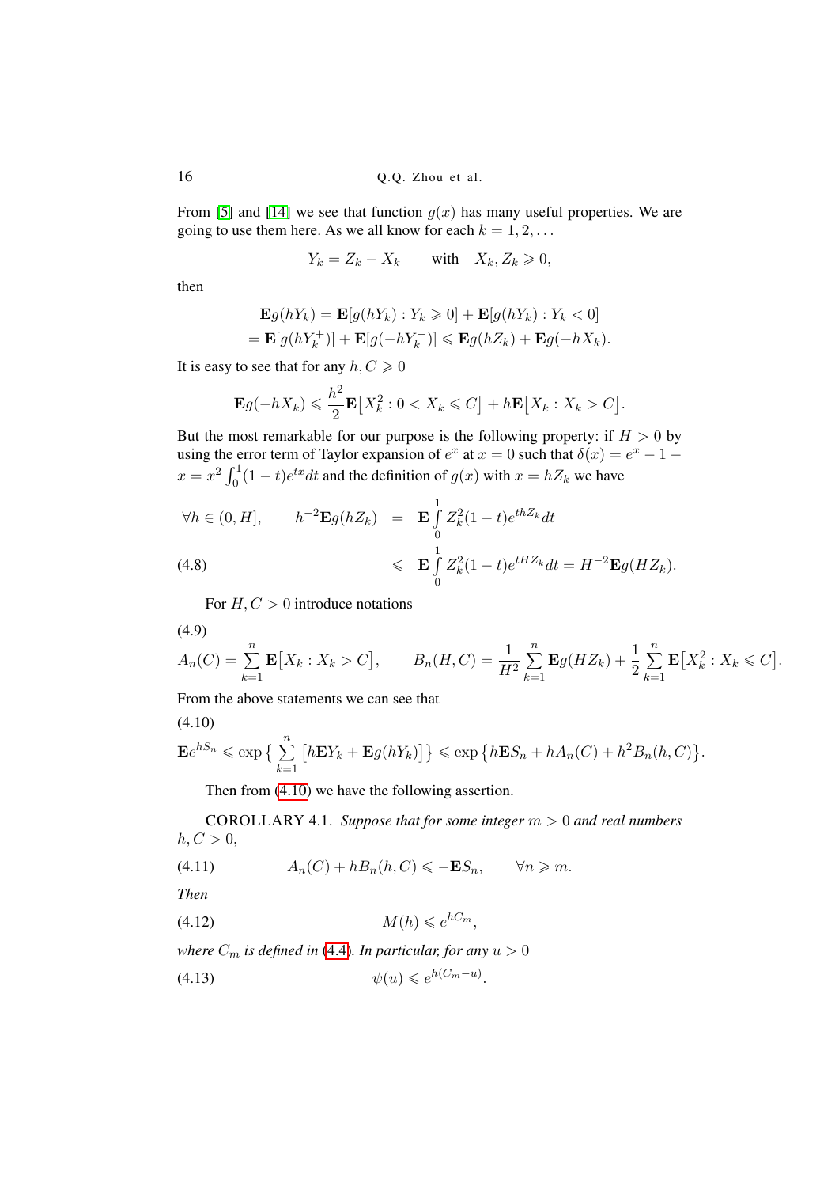From [5] and [14] we see that function $g(x)$ has many useful properties. We are going to use them here. As we all know for each $k = 1, 2, \dots$

$$Y_k = Z_k - X_k \qquad \text{with} \quad X_k, Z_k \geqslant 0,$$

then

$$\begin{aligned}\mathbf{E}g(hY_k) &= \mathbf{E}[g(hY_k) : Y_k \geqslant 0] + \mathbf{E}[g(hY_k) : Y_k < 0] \\ &= \mathbf{E}[g(hY_k^+)] + \mathbf{E}[g(-hY_k^-)] \leqslant \mathbf{E}g(hZ_k) + \mathbf{E}g(-hX_k).\end{aligned}$$

It is easy to see that for any $h, C \geqslant 0$

$$\mathbf{E}g(-hX_k) \leqslant \frac{h^2}{2}\mathbf{E}\big[X_k^2 : 0 < X_k \leqslant C\big] + h\mathbf{E}\big[X_k : X_k > C\big].$$

But the most remarkable for our purpose is the following property: if $H > 0$ by using the error term of Taylor expansion of $e^x$ at $x = 0$ such that $\delta(x) = e^x - 1 - x = x^2 \int_0^1 (1-t)e^{tx}dt$ and the definition of $g(x)$ with $x = hZ_k$ we have

$$\begin{aligned}\forall h \in (0, H], \qquad h^{-2}\mathbf{E}g(hZ_k) &= \mathbf{E}\int_0^1 Z_k^2(1-t)e^{thZ_k}dt \\ &\leqslant \mathbf{E}\int_0^1 Z_k^2(1-t)e^{tHZ_k}dt = H^{-2}\mathbf{E}g(HZ_k).\end{aligned} \tag{4.8}$$

For $H, C > 0$ introduce notations

$$A_n(C) = \sum_{k=1}^n \mathbf{E}\big[X_k : X_k > C\big], \qquad B_n(H, C) = \frac{1}{H^2}\sum_{k=1}^n \mathbf{E}g(HZ_k) + \frac{1}{2}\sum_{k=1}^n \mathbf{E}\big[X_k^2 : X_k \leqslant C\big]. \tag{4.9}$$

From the above statements we can see that

$$\mathbf{E}e^{hS_n} \leqslant \exp\Big\{\sum_{k=1}^n \big[h\mathbf{E}Y_k + \mathbf{E}g(hY_k)\big]\Big\} \leqslant \exp\big\{h\mathbf{E}S_n + hA_n(C) + h^2B_n(h, C)\big\}. \tag{4.10}$$

Then from (4.10) we have the following assertion.

COROLLARY 4.1. *Suppose that for some integer $m > 0$ and real numbers $h, C > 0$,*

$$A_n(C) + hB_n(h, C) \leqslant -\mathbf{E}S_n, \qquad \forall n \geqslant m. \tag{4.11}$$

*Then*

$$M(h) \leqslant e^{hC_m}, \tag{4.12}$$

*where $C_m$ is defined in (4.4). In particular, for any $u > 0$*

$$\psi(u) \leqslant e^{h(C_m - u)}. \tag{4.13}$$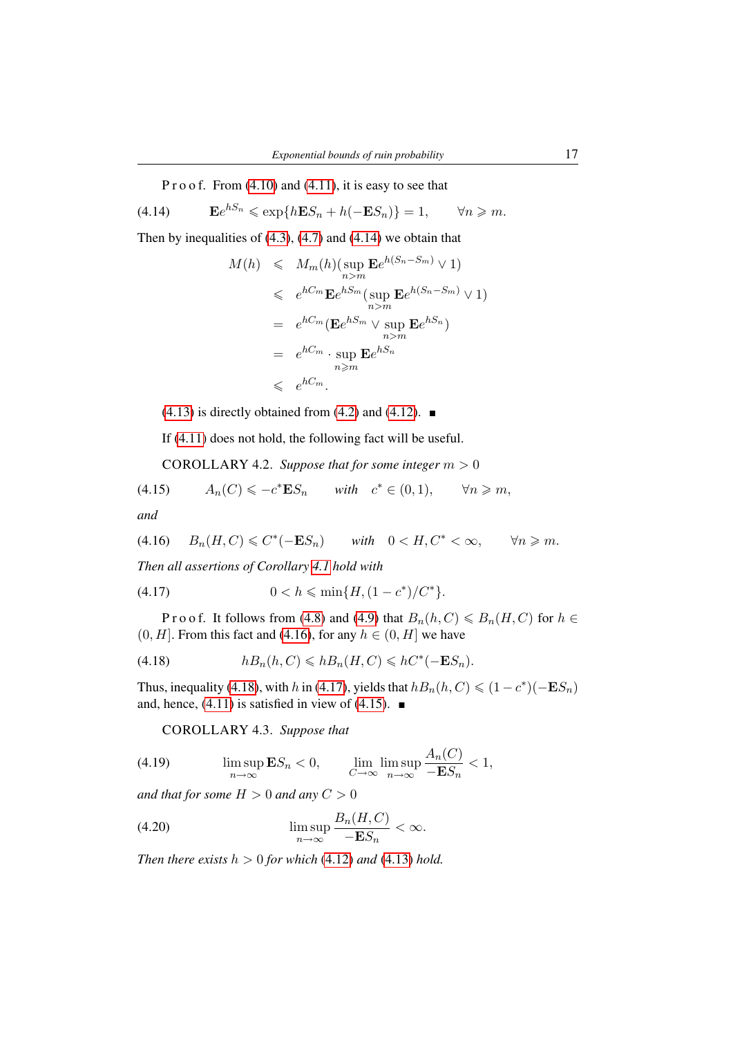P r o o f. From (4.10) and (4.11), it is easy to see that

$$\mathbf{E}e^{hS_n} \leqslant \exp\{h\mathbf{E}S_n + h(-\mathbf{E}S_n)\} = 1, \qquad \forall n \geqslant m. \tag{4.14}$$

Then by inequalities of (4.3), (4.7) and (4.14) we obtain that

$$\begin{aligned}
M(h) &\leqslant M_m(h)(\sup_{n>m} \mathbf{E}e^{h(S_n - S_m)} \vee 1) \\
&\leqslant e^{hC_m}\mathbf{E}e^{hS_m}(\sup_{n>m} \mathbf{E}e^{h(S_n - S_m)} \vee 1) \\
&= e^{hC_m}(\mathbf{E}e^{hS_m} \vee \sup_{n>m} \mathbf{E}e^{hS_n}) \\
&= e^{hC_m} \cdot \sup_{n \geqslant m} \mathbf{E}e^{hS_n} \\
&\leqslant e^{hC_m}.
\end{aligned}$$

(4.13) is directly obtained from (4.2) and (4.12). ■

If (4.11) does not hold, the following fact will be useful.

COROLLARY 4.2. *Suppose that for some integer* $m > 0$

$$A_n(C) \leqslant -c^*\mathbf{E}S_n \qquad \textit{with} \quad c^* \in (0,1), \qquad \forall n \geqslant m, \tag{4.15}$$

*and*

$$B_n(H,C) \leqslant C^*(-\mathbf{E}S_n) \qquad \textit{with} \quad 0 < H, C^* < \infty, \qquad \forall n \geqslant m. \tag{4.16}$$

*Then all assertions of Corollary 4.1 hold with*

$$0 < h \leqslant \min\{H, (1-c^*)/C^*\}. \tag{4.17}$$

P r o o f. It follows from (4.8) and (4.9) that $B_n(h,C) \leqslant B_n(H,C)$ for $h \in (0,H]$. From this fact and (4.16), for any $h \in (0,H]$ we have

$$hB_n(h,C) \leqslant hB_n(H,C) \leqslant hC^*(-\mathbf{E}S_n). \tag{4.18}$$

Thus, inequality (4.18), with $h$ in (4.17), yields that $hB_n(h,C) \leqslant (1-c^*)(-\mathbf{E}S_n)$ and, hence, (4.11) is satisfied in view of (4.15). ■

COROLLARY 4.3. *Suppose that*

$$\limsup_{n\to\infty} \mathbf{E}S_n < 0, \qquad \lim_{C\to\infty} \limsup_{n\to\infty} \frac{A_n(C)}{-\mathbf{E}S_n} < 1, \tag{4.19}$$

*and that for some* $H > 0$ *and any* $C > 0$

$$\limsup_{n\to\infty} \frac{B_n(H,C)}{-\mathbf{E}S_n} < \infty. \tag{4.20}$$

*Then there exists* $h > 0$ *for which* (4.12) *and* (4.13) *hold.*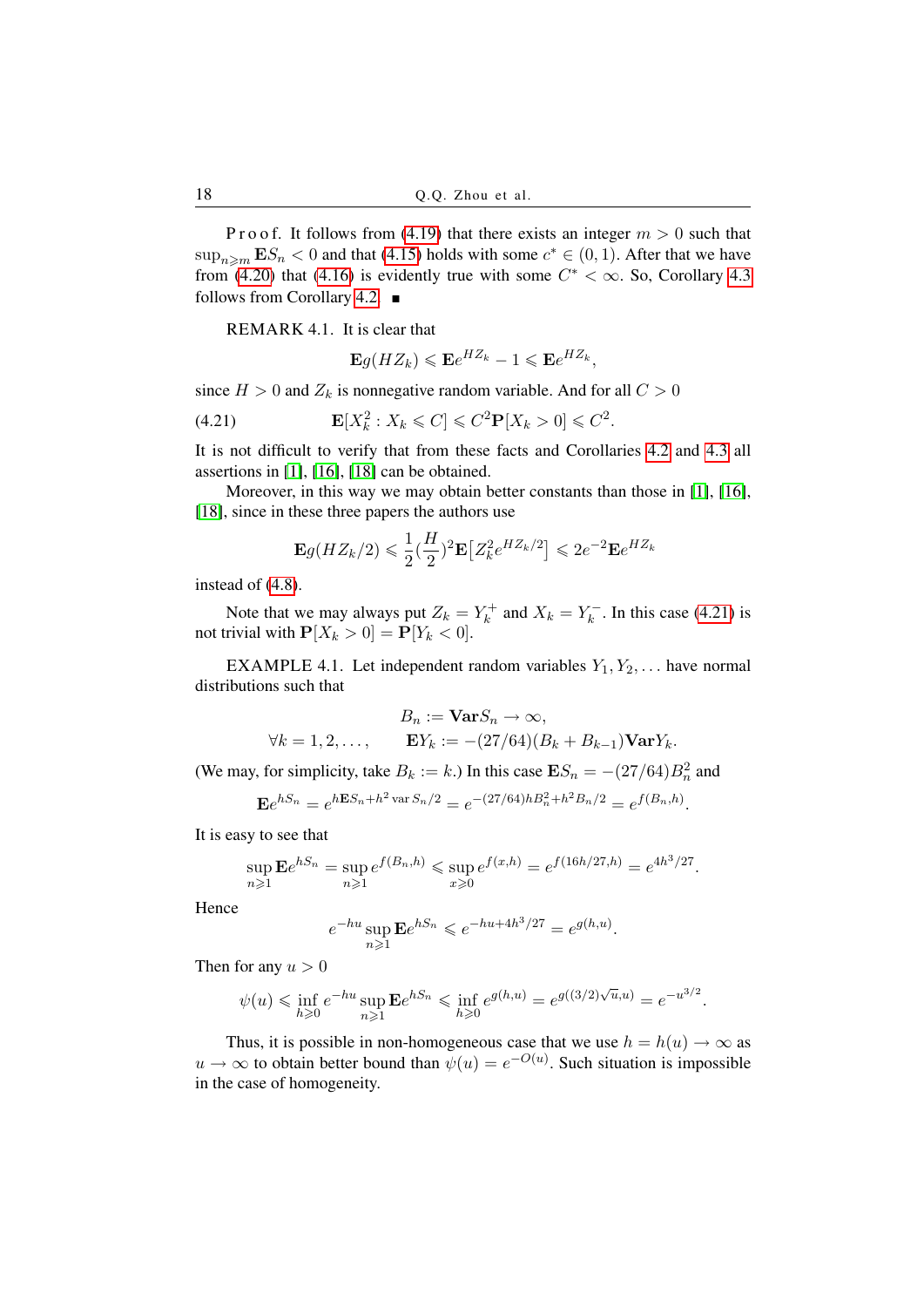P r o o f. It follows from (4.19) that there exists an integer $m > 0$ such that $\sup_{n \geqslant m} \mathbf{E} S_n < 0$ and that (4.15) holds with some $c^* \in (0,1)$. After that we have from (4.20) that (4.16) is evidently true with some $C^* < \infty$. So, Corollary 4.3 follows from Corollary 4.2. ■

REMARK 4.1. It is clear that

$$\mathbf{E} g(HZ_k) \leqslant \mathbf{E} e^{HZ_k} - 1 \leqslant \mathbf{E} e^{HZ_k},$$

since $H > 0$ and $Z_k$ is nonnegative random variable. And for all $C > 0$

$$\mathbf{E}[X_k^2 : X_k \leqslant C] \leqslant C^2 \mathbf{P}[X_k > 0] \leqslant C^2. \tag{4.21}$$

It is not difficult to verify that from these facts and Corollaries 4.2 and 4.3 all assertions in [1], [16], [18] can be obtained.

Moreover, in this way we may obtain better constants than those in [1], [16], [18], since in these three papers the authors use

$$\mathbf{E} g(HZ_k/2) \leqslant \frac{1}{2}\Big(\frac{H}{2}\Big)^2 \mathbf{E}\big[Z_k^2 e^{HZ_k/2}\big] \leqslant 2e^{-2} \mathbf{E} e^{HZ_k}$$

instead of (4.8).

Note that we may always put $Z_k = Y_k^+$ and $X_k = Y_k^-$. In this case (4.21) is not trivial with $\mathbf{P}[X_k > 0] = \mathbf{P}[Y_k < 0]$.

EXAMPLE 4.1. Let independent random variables $Y_1, Y_2, \dots$ have normal distributions such that

$$B_n := \mathbf{Var} S_n \to \infty,$$
$$\forall k = 1, 2, \dots, \qquad \mathbf{E} Y_k := -(27/64)(B_k + B_{k-1}) \mathbf{Var} Y_k.$$

(We may, for simplicity, take $B_k := k$.) In this case $\mathbf{E} S_n = -(27/64) B_n^2$ and

$$\mathbf{E} e^{hS_n} = e^{h\mathbf{E} S_n + h^2 \operatorname{var} S_n/2} = e^{-(27/64)hB_n^2 + h^2 B_n/2} = e^{f(B_n, h)}.$$

It is easy to see that

$$\sup_{n \geqslant 1} \mathbf{E} e^{hS_n} = \sup_{n \geqslant 1} e^{f(B_n,h)} \leqslant \sup_{x \geqslant 0} e^{f(x,h)} = e^{f(16h/27, h)} = e^{4h^3/27}.$$

Hence

$$e^{-hu} \sup_{n \geqslant 1} \mathbf{E} e^{hS_n} \leqslant e^{-hu + 4h^3/27} = e^{g(h,u)}.$$

Then for any $u > 0$

$$\psi(u) \leqslant \inf_{h \geqslant 0} e^{-hu} \sup_{n \geqslant 1} \mathbf{E} e^{hS_n} \leqslant \inf_{h \geqslant 0} e^{g(h,u)} = e^{g((3/2)\sqrt{u}, u)} = e^{-u^{3/2}}.$$

Thus, it is possible in non-homogeneous case that we use $h = h(u) \to \infty$ as $u \to \infty$ to obtain better bound than $\psi(u) = e^{-O(u)}$. Such situation is impossible in the case of homogeneity.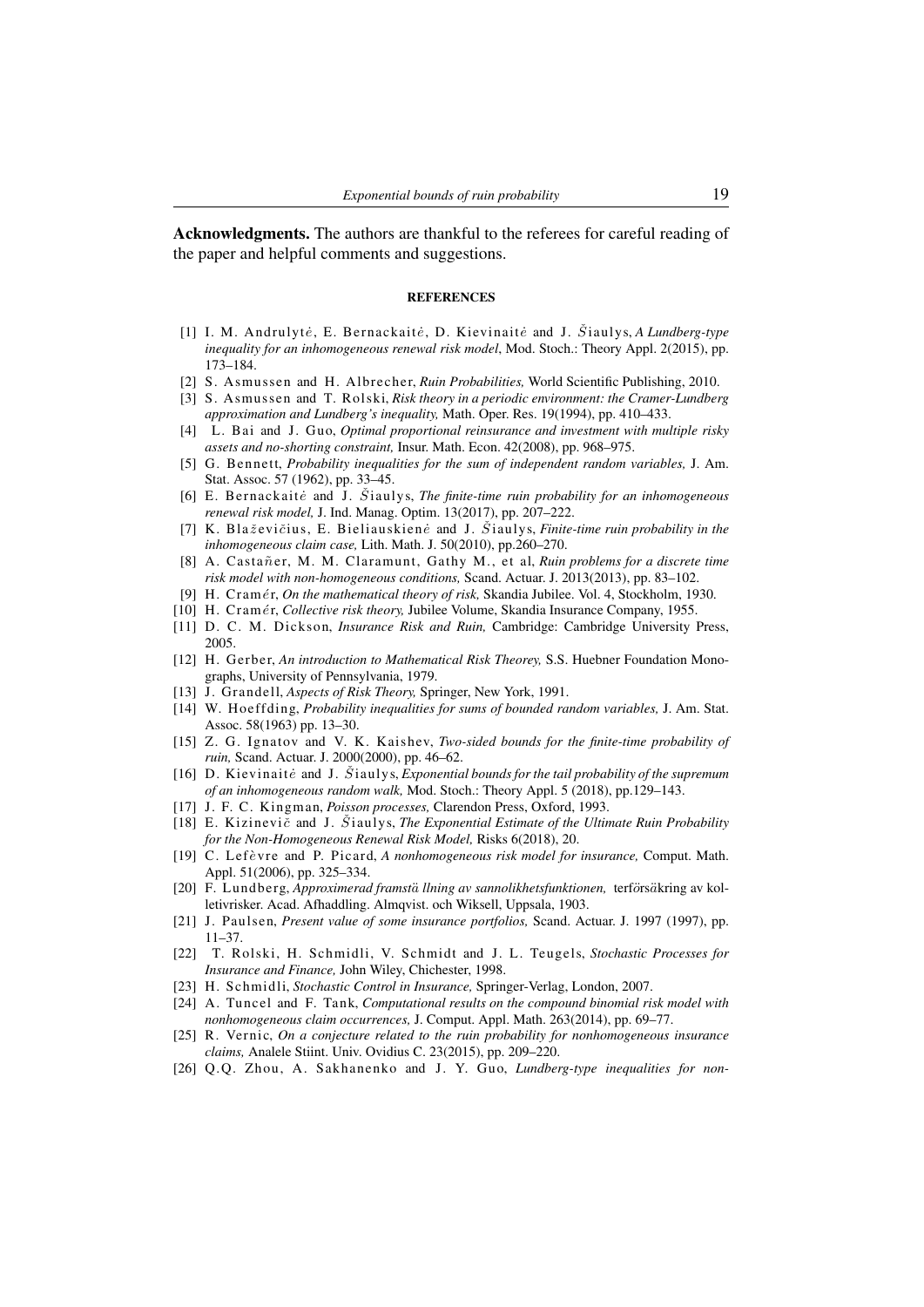**Acknowledgments.** The authors are thankful to the referees for careful reading of the paper and helpful comments and suggestions.

## REFERENCES

[1] I. M. Andrulytė, E. Bernackaitė, D. Kievinaitė and J. Šiaulys, *A Lundberg-type inequality for an inhomogeneous renewal risk model*, Mod. Stoch.: Theory Appl. 2(2015), pp. 173–184.

[2] S. Asmussen and H. Albrecher, *Ruin Probabilities,* World Scientific Publishing, 2010.

[3] S. Asmussen and T. Rolski, *Risk theory in a periodic environment: the Cramer-Lundberg approximation and Lundberg's inequality,* Math. Oper. Res. 19(1994), pp. 410–433.

[4] L. Bai and J. Guo, *Optimal proportional reinsurance and investment with multiple risky assets and no-shorting constraint,* Insur. Math. Econ. 42(2008), pp. 968–975.

[5] G. Bennett, *Probability inequalities for the sum of independent random variables,* J. Am. Stat. Assoc. 57 (1962), pp. 33–45.

[6] E. Bernackaitė and J. Šiaulys, *The finite-time ruin probability for an inhomogeneous renewal risk model,* J. Ind. Manag. Optim. 13(2017), pp. 207–222.

[7] K. Blaževičius, E. Bieliauskienė and J. Šiaulys, *Finite-time ruin probability in the inhomogeneous claim case,* Lith. Math. J. 50(2010), pp.260–270.

[8] A. Castañer, M. M. Claramunt, Gathy M., et al, *Ruin problems for a discrete time risk model with non-homogeneous conditions,* Scand. Actuar. J. 2013(2013), pp. 83–102.

[9] H. Cramér, *On the mathematical theory of risk,* Skandia Jubilee. Vol. 4, Stockholm, 1930.

[10] H. Cramér, *Collective risk theory,* Jubilee Volume, Skandia Insurance Company, 1955.

[11] D. C. M. Dickson, *Insurance Risk and Ruin,* Cambridge: Cambridge University Press, 2005.

[12] H. Gerber, *An introduction to Mathematical Risk Theorey,* S.S. Huebner Foundation Monographs, University of Pennsylvania, 1979.

[13] J. Grandell, *Aspects of Risk Theory,* Springer, New York, 1991.

[14] W. Hoeffding, *Probability inequalities for sums of bounded random variables,* J. Am. Stat. Assoc. 58(1963) pp. 13–30.

[15] Z. G. Ignatov and V. K. Kaishev, *Two-sided bounds for the finite-time probability of ruin,* Scand. Actuar. J. 2000(2000), pp. 46–62.

[16] D. Kievinaitė and J. Šiaulys, *Exponential bounds for the tail probability of the supremum of an inhomogeneous random walk,* Mod. Stoch.: Theory Appl. 5 (2018), pp.129–143.

[17] J. F. C. Kingman, *Poisson processes,* Clarendon Press, Oxford, 1993.

[18] E. Kizinevič and J. Šiaulys, *The Exponential Estimate of the Ultimate Ruin Probability for the Non-Homogeneous Renewal Risk Model,* Risks 6(2018), 20.

[19] C. Lefèvre and P. Picard, *A nonhomogeneous risk model for insurance,* Comput. Math. Appl. 51(2006), pp. 325–334.

[20] F. Lundberg, *Approximerad framstä llning av sannolikhetsfunktionen,* terförsäkring av kolletivrisker. Acad. Afhaddling. Almqvist. och Wiksell, Uppsala, 1903.

[21] J. Paulsen, *Present value of some insurance portfolios,* Scand. Actuar. J. 1997 (1997), pp. 11–37.

[22] T. Rolski, H. Schmidli, V. Schmidt and J. L. Teugels, *Stochastic Processes for Insurance and Finance,* John Wiley, Chichester, 1998.

[23] H. Schmidli, *Stochastic Control in Insurance,* Springer-Verlag, London, 2007.

[24] A. Tuncel and F. Tank, *Computational results on the compound binomial risk model with nonhomogeneous claim occurrences,* J. Comput. Appl. Math. 263(2014), pp. 69–77.

[25] R. Vernic, *On a conjecture related to the ruin probability for nonhomogeneous insurance claims,* Analele Stiint. Univ. Ovidius C. 23(2015), pp. 209–220.

[26] Q.Q. Zhou, A. Sakhanenko and J. Y. Guo, *Lundberg-type inequalities for non-*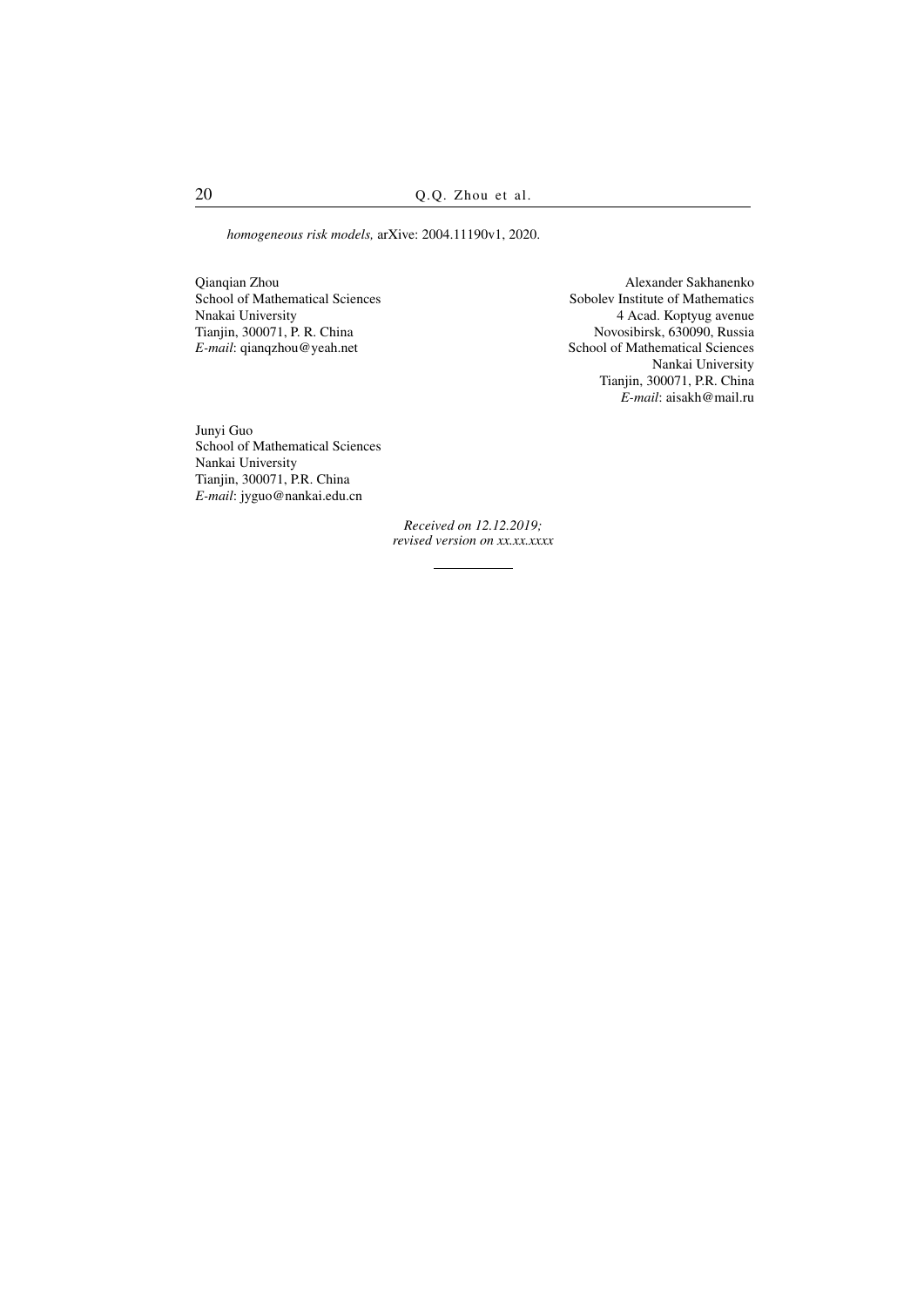*homogeneous risk models,* arXive: 2004.11190v1, 2020.

Qianqian Zhou
School of Mathematical Sciences
Nnakai University
Tianjin, 300071, P. R. China
*E-mail*: qianqzhou@yeah.net

Alexander Sakhanenko
Sobolev Institute of Mathematics
4 Acad. Koptyug avenue
Novosibirsk, 630090, Russia
School of Mathematical Sciences
Nankai University
Tianjin, 300071, P.R. China
*E-mail*: aisakh@mail.ru

Junyi Guo
School of Mathematical Sciences
Nankai University
Tianjin, 300071, P.R. China
*E-mail*: jyguo@nankai.edu.cn

*Received on 12.12.2019;*
*revised version on xx.xx.xxxx*